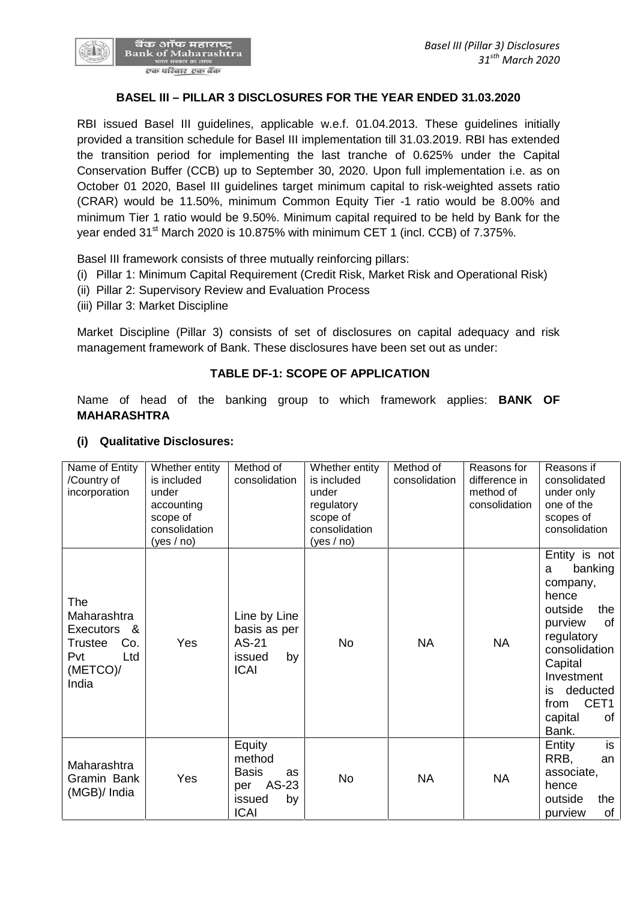# BASEL III – PILLAR 3 DISCLOSURES FOR THE YEAR ENDED 31.03.2020

RBI issued Basel III guidelines, applicable w.e.f. 01.04.2013. These guidelines initially provided a transition schedule for Basel III implementation till 31.03.2019. RBI has extended the transition period for implementing the last tranche of 0.625% under the Capital Conservation Buffer (CCB) up to September 30, 2020. Upon full implementation i.e. as on October 01 2020, Basel III guidelines target minimum capital to risk-weighted assets ratio (CRAR) would be 11.50%, minimum Common Equity Tier -1 ratio would be 8.00% and minimum Tier 1 ratio would be 9.50%. Minimum capital required to be held by Bank for the year ended 31st March 2020 is 10.875% with minimum CET 1 (incl. CCB) of 7.375%.

Basel III framework consists of three mutually reinforcing pillars:

(i) Pillar 1: Minimum Capital Requirement (Credit Risk, Market Risk and Operational Risk)
(ii) Pillar 2: Supervisory Review and Evaluation Process
(iii) Pillar 3: Market Discipline

Market Discipline (Pillar 3) consists of set of disclosures on capital adequacy and risk management framework of Bank. These disclosures have been set out as under:

## TABLE DF-1: SCOPE OF APPLICATION

Name of head of the banking group to which framework applies: **BANK OF MAHARASHTRA**

### (i) Qualitative Disclosures:

| Name of Entity /Country of incorporation | Whether entity is included under accounting scope of consolidation (yes / no) | Method of consolidation | Whether entity is included under regulatory scope of consolidation (yes / no) | Method of consolidation | Reasons for difference in method of consolidation | Reasons if consolidated under only one of the scopes of consolidation |
|---|---|---|---|---|---|---|
| The Maharashtra Executors & Trustee Co. Pvt Ltd (METCO)/ India | Yes | Line by Line basis as per AS-21 issued by ICAI | No | NA | NA | Entity is not a banking company, hence outside the purview of regulatory consolidation Capital Investment is deducted from CET1 capital of Bank. |
| Maharashtra Gramin Bank (MGB)/ India | Yes | Equity method Basis as per AS-23 issued by ICAI | No | NA | NA | Entity is RRB, an associate, hence outside the purview of |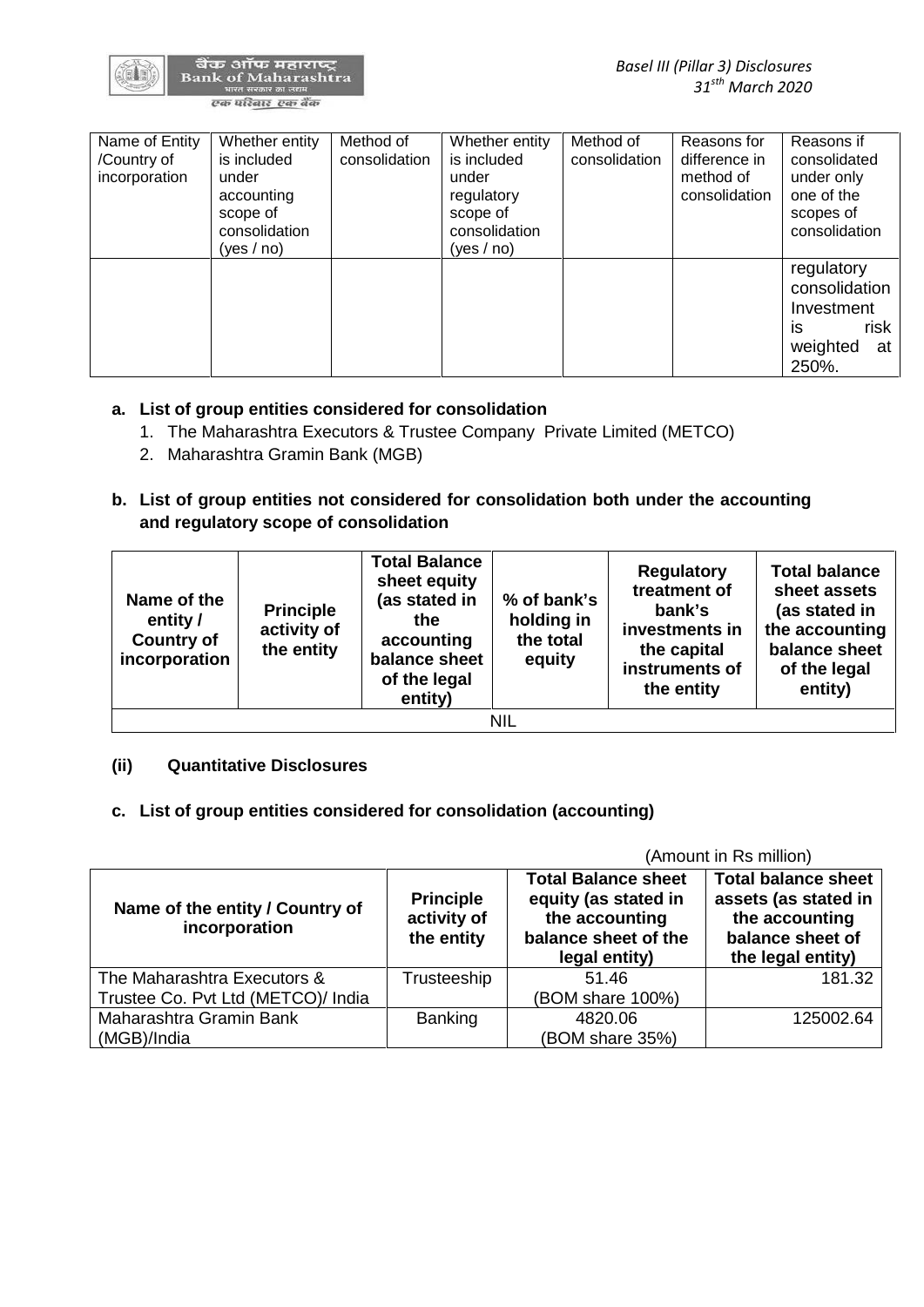| Name of Entity /Country of incorporation | Whether entity is included under accounting scope of consolidation (yes / no) | Method of consolidation | Whether entity is included under regulatory scope of consolidation (yes / no) | Method of consolidation | Reasons for difference in method of consolidation | Reasons if consolidated under only one of the scopes of consolidation |
|---|---|---|---|---|---|---|
| | | | | | | regulatory consolidation Investment is risk weighted at 250%. |

**a. List of group entities considered for consolidation**

1. The Maharashtra Executors & Trustee Company Private Limited (METCO)
2. Maharashtra Gramin Bank (MGB)

**b. List of group entities not considered for consolidation both under the accounting and regulatory scope of consolidation**

| Name of the entity / Country of incorporation | Principle activity of the entity | Total Balance sheet equity (as stated in the accounting balance sheet of the legal entity) | % of bank's holding in the total equity | Regulatory treatment of bank's investments in the capital instruments of the entity | Total balance sheet assets (as stated in the accounting balance sheet of the legal entity) |
|---|---|---|---|---|---|
| NIL | | | | | |

**(ii) Quantitative Disclosures**

**c. List of group entities considered for consolidation (accounting)**

(Amount in Rs million)

| Name of the entity / Country of incorporation | Principle activity of the entity | Total Balance sheet equity (as stated in the accounting balance sheet of the legal entity) | Total balance sheet assets (as stated in the accounting balance sheet of the legal entity) |
|---|---|---|---|
| The Maharashtra Executors & Trustee Co. Pvt Ltd (METCO)/ India | Trusteeship | 51.46 (BOM share 100%) | 181.32 |
| Maharashtra Gramin Bank (MGB)/India | Banking | 4820.06 (BOM share 35%) | 125002.64 |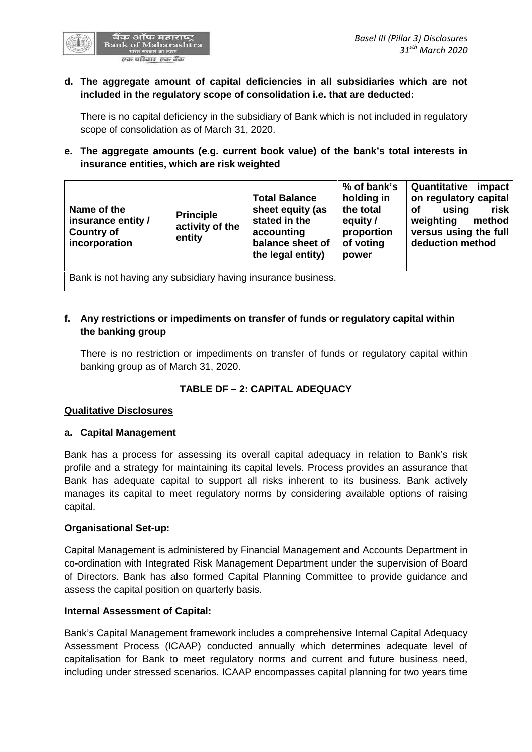**d. The aggregate amount of capital deficiencies in all subsidiaries which are not included in the regulatory scope of consolidation i.e. that are deducted:**

There is no capital deficiency in the subsidiary of Bank which is not included in regulatory scope of consolidation as of March 31, 2020.

**e. The aggregate amounts (e.g. current book value) of the bank's total interests in insurance entities, which are risk weighted**

| Name of the insurance entity / Country of incorporation | Principle activity of the entity | Total Balance sheet equity (as stated in the accounting balance sheet of the legal entity) | % of bank's holding in the total equity / proportion of voting power | Quantitative impact on regulatory capital of using risk weighting method versus using the full deduction method |
|---|---|---|---|---|
| Bank is not having any subsidiary having insurance business. | | | | |

**f. Any restrictions or impediments on transfer of funds or regulatory capital within the banking group**

There is no restriction or impediments on transfer of funds or regulatory capital within banking group as of March 31, 2020.

## TABLE DF – 2: CAPITAL ADEQUACY

**Qualitative Disclosures**

**a. Capital Management**

Bank has a process for assessing its overall capital adequacy in relation to Bank's risk profile and a strategy for maintaining its capital levels. Process provides an assurance that Bank has adequate capital to support all risks inherent to its business. Bank actively manages its capital to meet regulatory norms by considering available options of raising capital.

**Organisational Set-up:**

Capital Management is administered by Financial Management and Accounts Department in co-ordination with Integrated Risk Management Department under the supervision of Board of Directors. Bank has also formed Capital Planning Committee to provide guidance and assess the capital position on quarterly basis.

**Internal Assessment of Capital:**

Bank's Capital Management framework includes a comprehensive Internal Capital Adequacy Assessment Process (ICAAP) conducted annually which determines adequate level of capitalisation for Bank to meet regulatory norms and current and future business need, including under stressed scenarios. ICAAP encompasses capital planning for two years time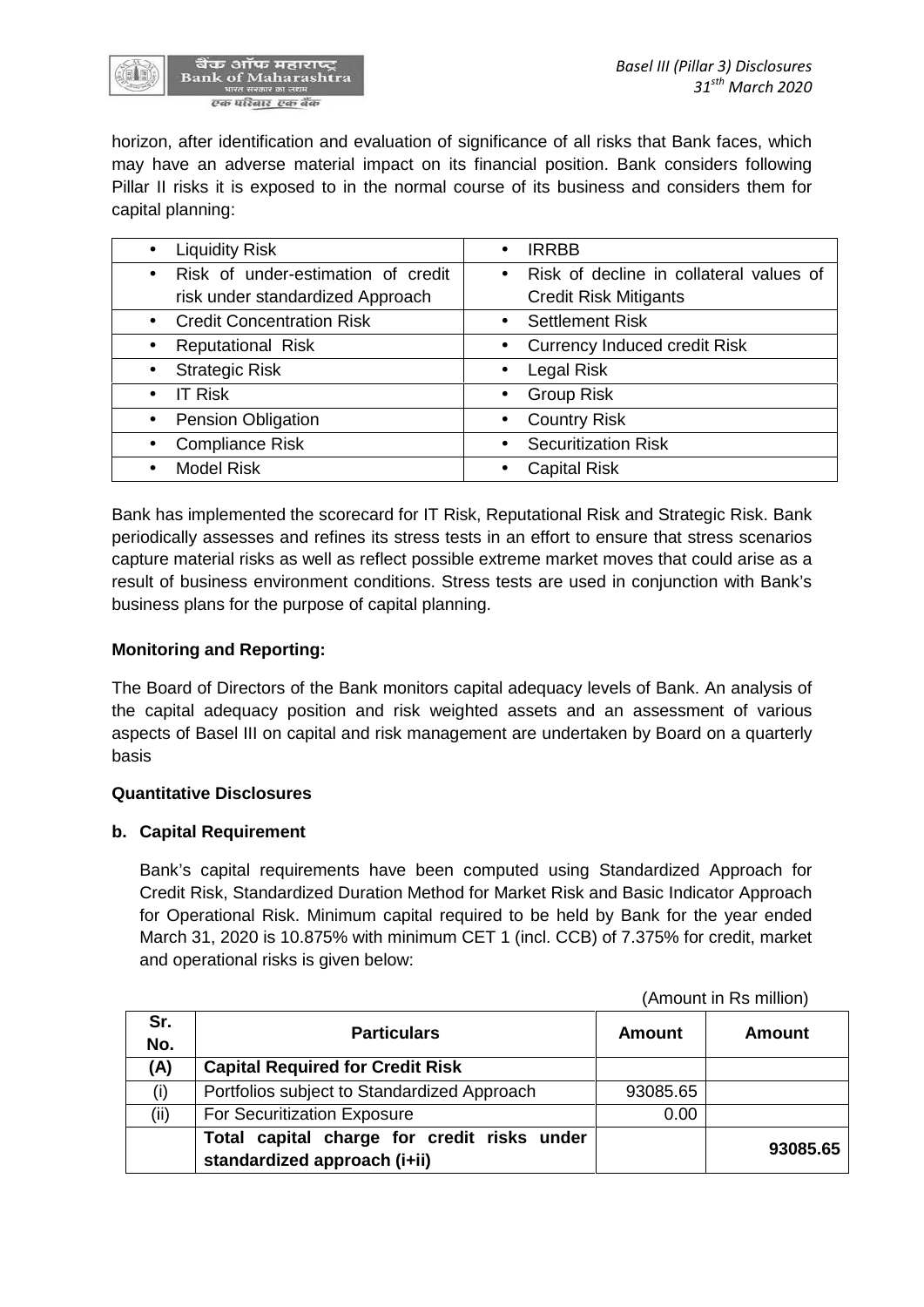horizon, after identification and evaluation of significance of all risks that Bank faces, which may have an adverse material impact on its financial position. Bank considers following Pillar II risks it is exposed to in the normal course of its business and considers them for capital planning:

| | |
|---|---|
| • Liquidity Risk | • IRRBB |
| • Risk of under-estimation of credit risk under standardized Approach | • Risk of decline in collateral values of Credit Risk Mitigants |
| • Credit Concentration Risk | • Settlement Risk |
| • Reputational Risk | • Currency Induced credit Risk |
| • Strategic Risk | • Legal Risk |
| • IT Risk | • Group Risk |
| • Pension Obligation | • Country Risk |
| • Compliance Risk | • Securitization Risk |
| • Model Risk | • Capital Risk |

Bank has implemented the scorecard for IT Risk, Reputational Risk and Strategic Risk. Bank periodically assesses and refines its stress tests in an effort to ensure that stress scenarios capture material risks as well as reflect possible extreme market moves that could arise as a result of business environment conditions. Stress tests are used in conjunction with Bank's business plans for the purpose of capital planning.

**Monitoring and Reporting:**

The Board of Directors of the Bank monitors capital adequacy levels of Bank. An analysis of the capital adequacy position and risk weighted assets and an assessment of various aspects of Basel III on capital and risk management are undertaken by Board on a quarterly basis

**Quantitative Disclosures**

**b. Capital Requirement**

Bank's capital requirements have been computed using Standardized Approach for Credit Risk, Standardized Duration Method for Market Risk and Basic Indicator Approach for Operational Risk. Minimum capital required to be held by Bank for the year ended March 31, 2020 is 10.875% with minimum CET 1 (incl. CCB) of 7.375% for credit, market and operational risks is given below:

(Amount in Rs million)

| Sr. No. | Particulars | Amount | Amount |
|---|---|---|---|
| **(A)** | **Capital Required for Credit Risk** | | |
| (i) | Portfolios subject to Standardized Approach | 93085.65 | |
| (ii) | For Securitization Exposure | 0.00 | |
| | **Total capital charge for credit risks under standardized approach (i+ii)** | | **93085.65** |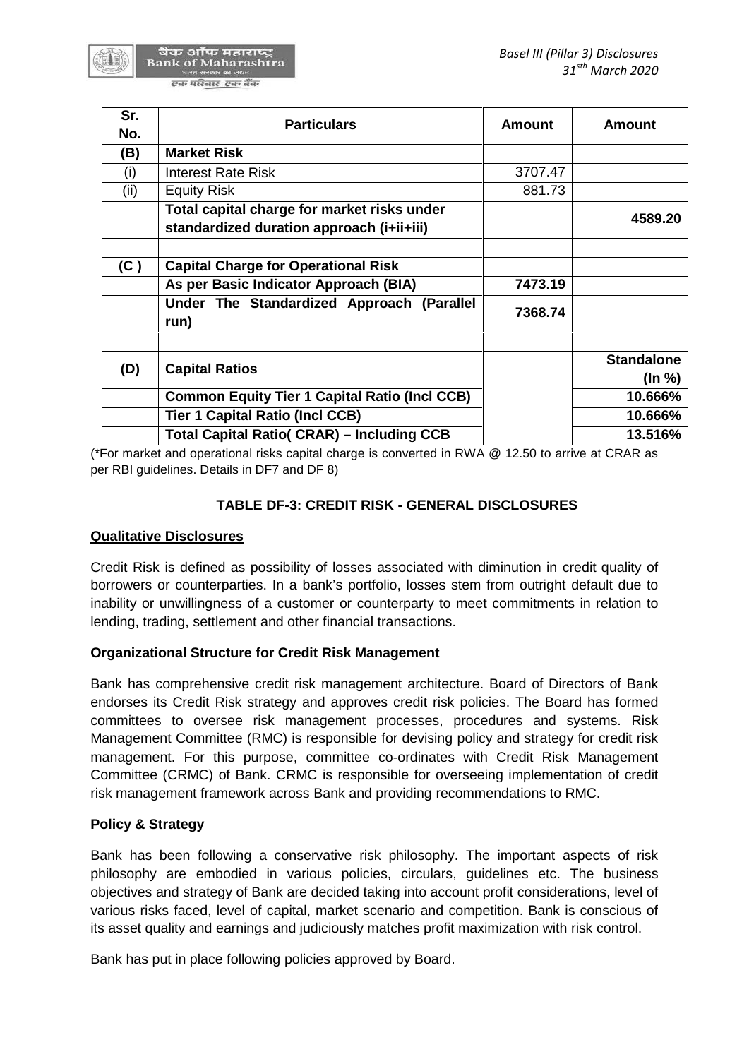| Sr. No. | Particulars | Amount | Amount |
|---|---|---|---|
| **(B)** | **Market Risk** | | |
| (i) | Interest Rate Risk | 3707.47 | |
| (ii) | Equity Risk | 881.73 | |
| | **Total capital charge for market risks under standardized duration approach (i+ii+iii)** | | **4589.20** |
| | | | |
| **(C )** | **Capital Charge for Operational Risk** | | |
| | **As per Basic Indicator Approach (BIA)** | **7473.19** | |
| | **Under The Standardized Approach (Parallel run)** | **7368.74** | |
| | | | |
| **(D)** | **Capital Ratios** | | **Standalone (In %)** |
| | **Common Equity Tier 1 Capital Ratio (Incl CCB)** | | **10.666%** |
| | **Tier 1 Capital Ratio (Incl CCB)** | | **10.666%** |
| | **Total Capital Ratio( CRAR) – Including CCB** | | **13.516%** |

(*For market and operational risks capital charge is converted in RWA @ 12.50 to arrive at CRAR as per RBI guidelines. Details in DF7 and DF 8)

## TABLE DF-3: CREDIT RISK - GENERAL DISCLOSURES

**Qualitative Disclosures**

Credit Risk is defined as possibility of losses associated with diminution in credit quality of borrowers or counterparties. In a bank's portfolio, losses stem from outright default due to inability or unwillingness of a customer or counterparty to meet commitments in relation to lending, trading, settlement and other financial transactions.

**Organizational Structure for Credit Risk Management**

Bank has comprehensive credit risk management architecture. Board of Directors of Bank endorses its Credit Risk strategy and approves credit risk policies. The Board has formed committees to oversee risk management processes, procedures and systems. Risk Management Committee (RMC) is responsible for devising policy and strategy for credit risk management. For this purpose, committee co-ordinates with Credit Risk Management Committee (CRMC) of Bank. CRMC is responsible for overseeing implementation of credit risk management framework across Bank and providing recommendations to RMC.

**Policy & Strategy**

Bank has been following a conservative risk philosophy. The important aspects of risk philosophy are embodied in various policies, circulars, guidelines etc. The business objectives and strategy of Bank are decided taking into account profit considerations, level of various risks faced, level of capital, market scenario and competition. Bank is conscious of its asset quality and earnings and judiciously matches profit maximization with risk control.

Bank has put in place following policies approved by Board.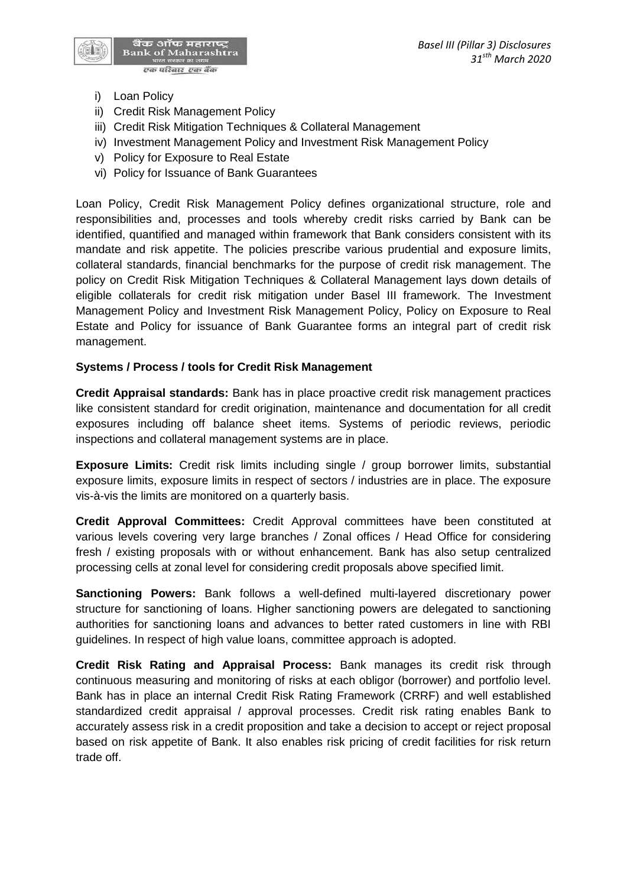i) Loan Policy
ii) Credit Risk Management Policy
iii) Credit Risk Mitigation Techniques & Collateral Management
iv) Investment Management Policy and Investment Risk Management Policy
v) Policy for Exposure to Real Estate
vi) Policy for Issuance of Bank Guarantees

Loan Policy, Credit Risk Management Policy defines organizational structure, role and responsibilities and, processes and tools whereby credit risks carried by Bank can be identified, quantified and managed within framework that Bank considers consistent with its mandate and risk appetite. The policies prescribe various prudential and exposure limits, collateral standards, financial benchmarks for the purpose of credit risk management. The policy on Credit Risk Mitigation Techniques & Collateral Management lays down details of eligible collaterals for credit risk mitigation under Basel III framework. The Investment Management Policy and Investment Risk Management Policy, Policy on Exposure to Real Estate and Policy for issuance of Bank Guarantee forms an integral part of credit risk management.

**Systems / Process / tools for Credit Risk Management**

**Credit Appraisal standards:** Bank has in place proactive credit risk management practices like consistent standard for credit origination, maintenance and documentation for all credit exposures including off balance sheet items. Systems of periodic reviews, periodic inspections and collateral management systems are in place.

**Exposure Limits:** Credit risk limits including single / group borrower limits, substantial exposure limits, exposure limits in respect of sectors / industries are in place. The exposure vis-à-vis the limits are monitored on a quarterly basis.

**Credit Approval Committees:** Credit Approval committees have been constituted at various levels covering very large branches / Zonal offices / Head Office for considering fresh / existing proposals with or without enhancement. Bank has also setup centralized processing cells at zonal level for considering credit proposals above specified limit.

**Sanctioning Powers:** Bank follows a well-defined multi-layered discretionary power structure for sanctioning of loans. Higher sanctioning powers are delegated to sanctioning authorities for sanctioning loans and advances to better rated customers in line with RBI guidelines. In respect of high value loans, committee approach is adopted.

**Credit Risk Rating and Appraisal Process:** Bank manages its credit risk through continuous measuring and monitoring of risks at each obligor (borrower) and portfolio level. Bank has in place an internal Credit Risk Rating Framework (CRRF) and well established standardized credit appraisal / approval processes. Credit risk rating enables Bank to accurately assess risk in a credit proposition and take a decision to accept or reject proposal based on risk appetite of Bank. It also enables risk pricing of credit facilities for risk return trade off.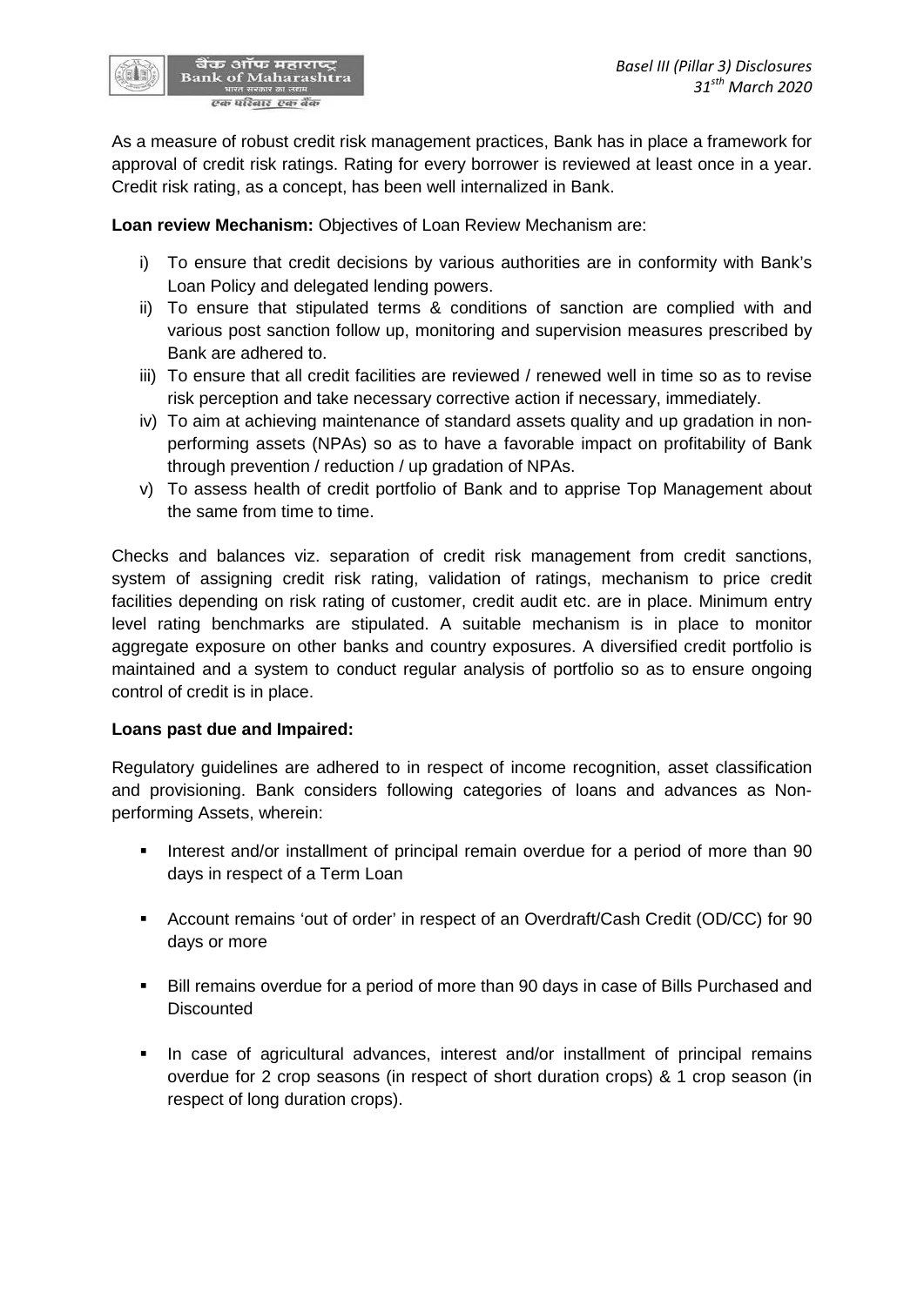As a measure of robust credit risk management practices, Bank has in place a framework for approval of credit risk ratings. Rating for every borrower is reviewed at least once in a year. Credit risk rating, as a concept, has been well internalized in Bank.

**Loan review Mechanism:** Objectives of Loan Review Mechanism are:

i) To ensure that credit decisions by various authorities are in conformity with Bank's Loan Policy and delegated lending powers.
ii) To ensure that stipulated terms & conditions of sanction are complied with and various post sanction follow up, monitoring and supervision measures prescribed by Bank are adhered to.
iii) To ensure that all credit facilities are reviewed / renewed well in time so as to revise risk perception and take necessary corrective action if necessary, immediately.
iv) To aim at achieving maintenance of standard assets quality and up gradation in non-performing assets (NPAs) so as to have a favorable impact on profitability of Bank through prevention / reduction / up gradation of NPAs.
v) To assess health of credit portfolio of Bank and to apprise Top Management about the same from time to time.

Checks and balances viz. separation of credit risk management from credit sanctions, system of assigning credit risk rating, validation of ratings, mechanism to price credit facilities depending on risk rating of customer, credit audit etc. are in place. Minimum entry level rating benchmarks are stipulated. A suitable mechanism is in place to monitor aggregate exposure on other banks and country exposures. A diversified credit portfolio is maintained and a system to conduct regular analysis of portfolio so as to ensure ongoing control of credit is in place.

**Loans past due and Impaired:**

Regulatory guidelines are adhered to in respect of income recognition, asset classification and provisioning. Bank considers following categories of loans and advances as Non-performing Assets, wherein:

- Interest and/or installment of principal remain overdue for a period of more than 90 days in respect of a Term Loan
- Account remains 'out of order' in respect of an Overdraft/Cash Credit (OD/CC) for 90 days or more
- Bill remains overdue for a period of more than 90 days in case of Bills Purchased and Discounted
- In case of agricultural advances, interest and/or installment of principal remains overdue for 2 crop seasons (in respect of short duration crops) & 1 crop season (in respect of long duration crops).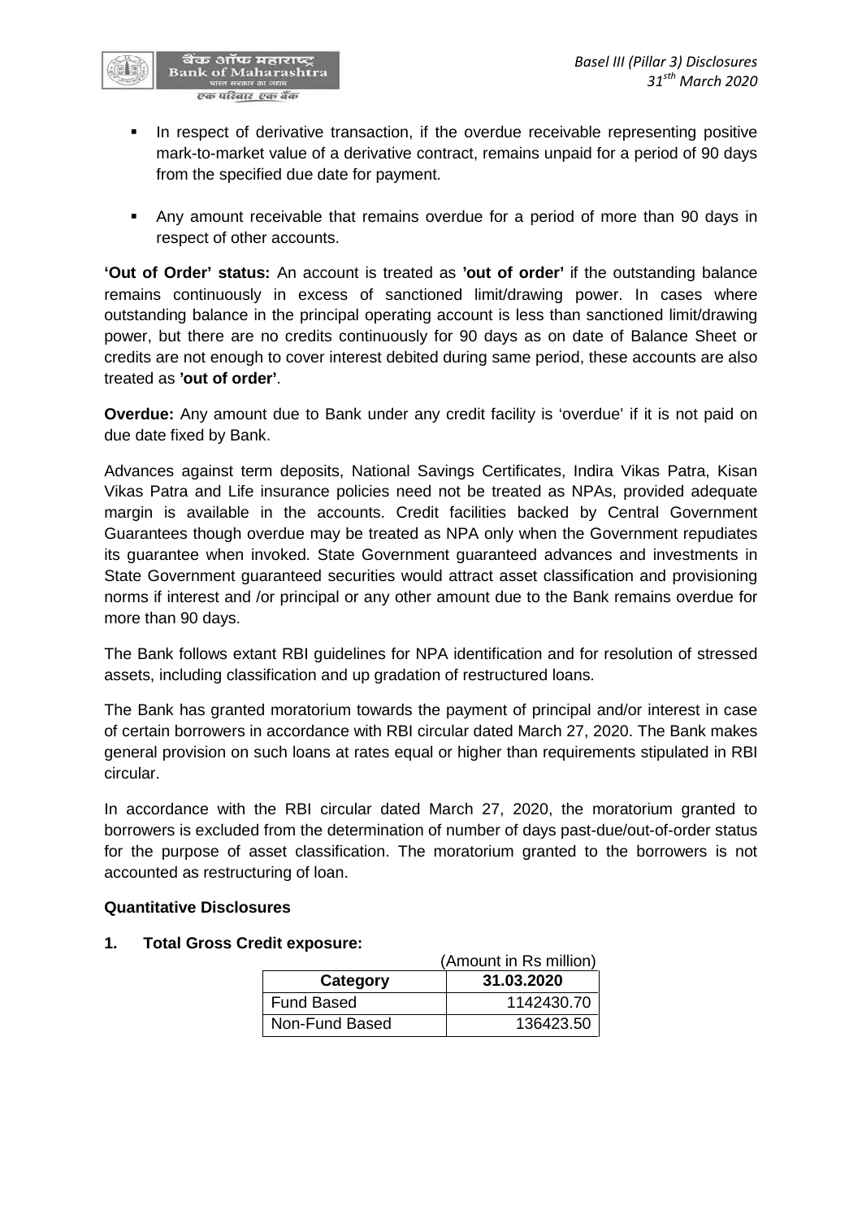- In respect of derivative transaction, if the overdue receivable representing positive mark-to-market value of a derivative contract, remains unpaid for a period of 90 days from the specified due date for payment.
- Any amount receivable that remains overdue for a period of more than 90 days in respect of other accounts.

**'Out of Order' status:** An account is treated as **'out of order'** if the outstanding balance remains continuously in excess of sanctioned limit/drawing power. In cases where outstanding balance in the principal operating account is less than sanctioned limit/drawing power, but there are no credits continuously for 90 days as on date of Balance Sheet or credits are not enough to cover interest debited during same period, these accounts are also treated as **'out of order'**.

**Overdue:** Any amount due to Bank under any credit facility is 'overdue' if it is not paid on due date fixed by Bank.

Advances against term deposits, National Savings Certificates, Indira Vikas Patra, Kisan Vikas Patra and Life insurance policies need not be treated as NPAs, provided adequate margin is available in the accounts. Credit facilities backed by Central Government Guarantees though overdue may be treated as NPA only when the Government repudiates its guarantee when invoked. State Government guaranteed advances and investments in State Government guaranteed securities would attract asset classification and provisioning norms if interest and /or principal or any other amount due to the Bank remains overdue for more than 90 days.

The Bank follows extant RBI guidelines for NPA identification and for resolution of stressed assets, including classification and up gradation of restructured loans.

The Bank has granted moratorium towards the payment of principal and/or interest in case of certain borrowers in accordance with RBI circular dated March 27, 2020. The Bank makes general provision on such loans at rates equal or higher than requirements stipulated in RBI circular.

In accordance with the RBI circular dated March 27, 2020, the moratorium granted to borrowers is excluded from the determination of number of days past-due/out-of-order status for the purpose of asset classification. The moratorium granted to the borrowers is not accounted as restructuring of loan.

**Quantitative Disclosures**

**1. Total Gross Credit exposure:**

(Amount in Rs million)

| Category | 31.03.2020 |
|---|---|
| Fund Based | 1142430.70 |
| Non-Fund Based | 136423.50 |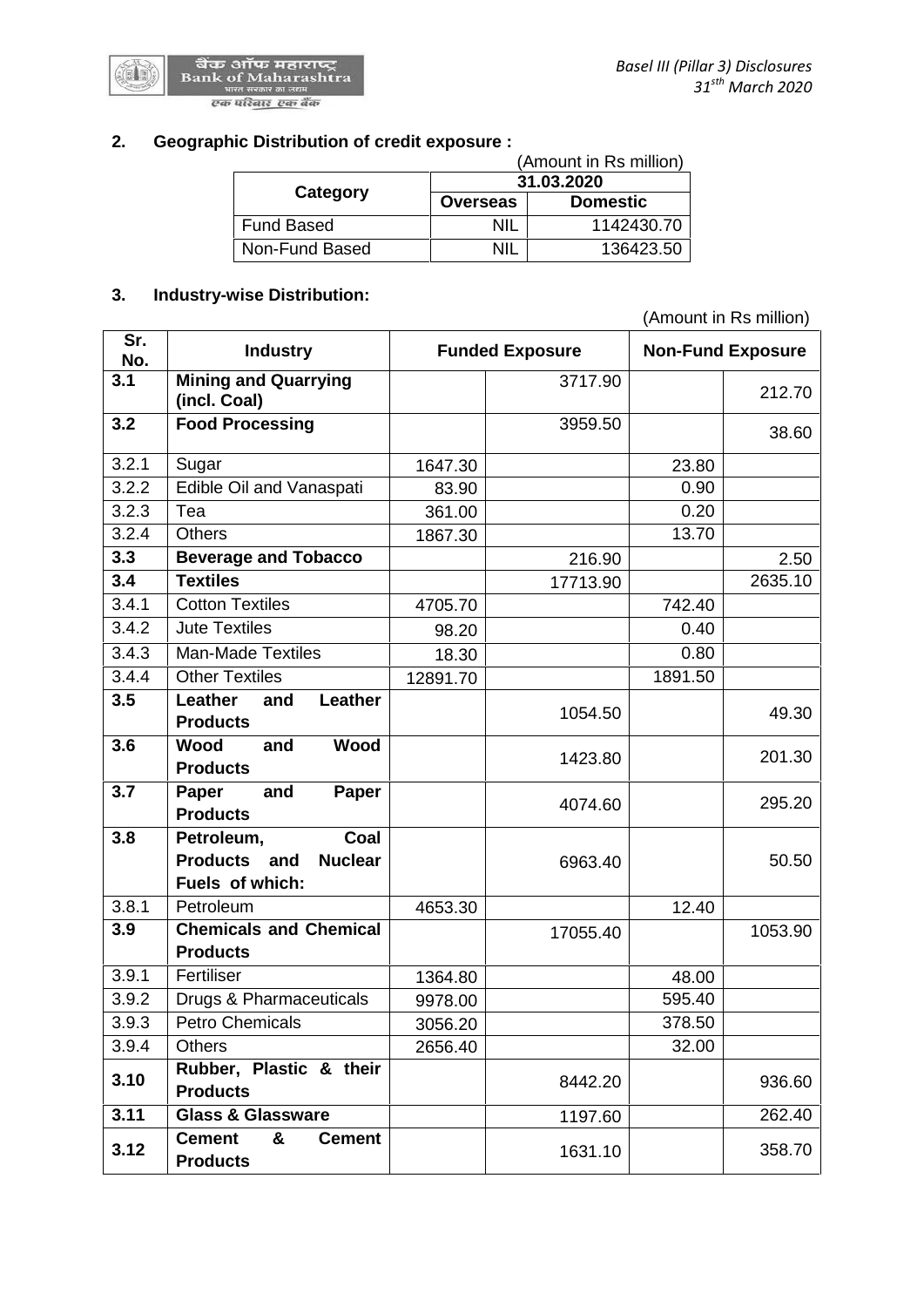## 2. Geographic Distribution of credit exposure :

(Amount in Rs million)

| Category | 31.03.2020 | |
|---|---|---|
| | Overseas | Domestic |
| Fund Based | NIL | 1142430.70 |
| Non-Fund Based | NIL | 136423.50 |

## 3. Industry-wise Distribution:

(Amount in Rs million)

| Sr. No. | Industry | Funded Exposure | | Non-Fund Exposure | |
|---|---|---|---|---|---|
| **3.1** | **Mining and Quarrying (incl. Coal)** | | 3717.90 | | 212.70 |
| **3.2** | **Food Processing** | | 3959.50 | | 38.60 |
| 3.2.1 | Sugar | 1647.30 | | 23.80 | |
| 3.2.2 | Edible Oil and Vanaspati | 83.90 | | 0.90 | |
| 3.2.3 | Tea | 361.00 | | 0.20 | |
| 3.2.4 | Others | 1867.30 | | 13.70 | |
| **3.3** | **Beverage and Tobacco** | | 216.90 | | 2.50 |
| **3.4** | **Textiles** | | 17713.90 | | 2635.10 |
| 3.4.1 | Cotton Textiles | 4705.70 | | 742.40 | |
| 3.4.2 | Jute Textiles | 98.20 | | 0.40 | |
| 3.4.3 | Man-Made Textiles | 18.30 | | 0.80 | |
| 3.4.4 | Other Textiles | 12891.70 | | 1891.50 | |
| **3.5** | **Leather and Leather Products** | | 1054.50 | | 49.30 |
| **3.6** | **Wood and Wood Products** | | 1423.80 | | 201.30 |
| **3.7** | **Paper and Paper Products** | | 4074.60 | | 295.20 |
| **3.8** | **Petroleum, Coal Products and Nuclear Fuels of which:** | | 6963.40 | | 50.50 |
| 3.8.1 | Petroleum | 4653.30 | | 12.40 | |
| **3.9** | **Chemicals and Chemical Products** | | 17055.40 | | 1053.90 |
| 3.9.1 | Fertiliser | 1364.80 | | 48.00 | |
| 3.9.2 | Drugs & Pharmaceuticals | 9978.00 | | 595.40 | |
| 3.9.3 | Petro Chemicals | 3056.20 | | 378.50 | |
| 3.9.4 | Others | 2656.40 | | 32.00 | |
| **3.10** | **Rubber, Plastic & their Products** | | 8442.20 | | 936.60 |
| **3.11** | **Glass & Glassware** | | 1197.60 | | 262.40 |
| **3.12** | **Cement & Cement Products** | | 1631.10 | | 358.70 |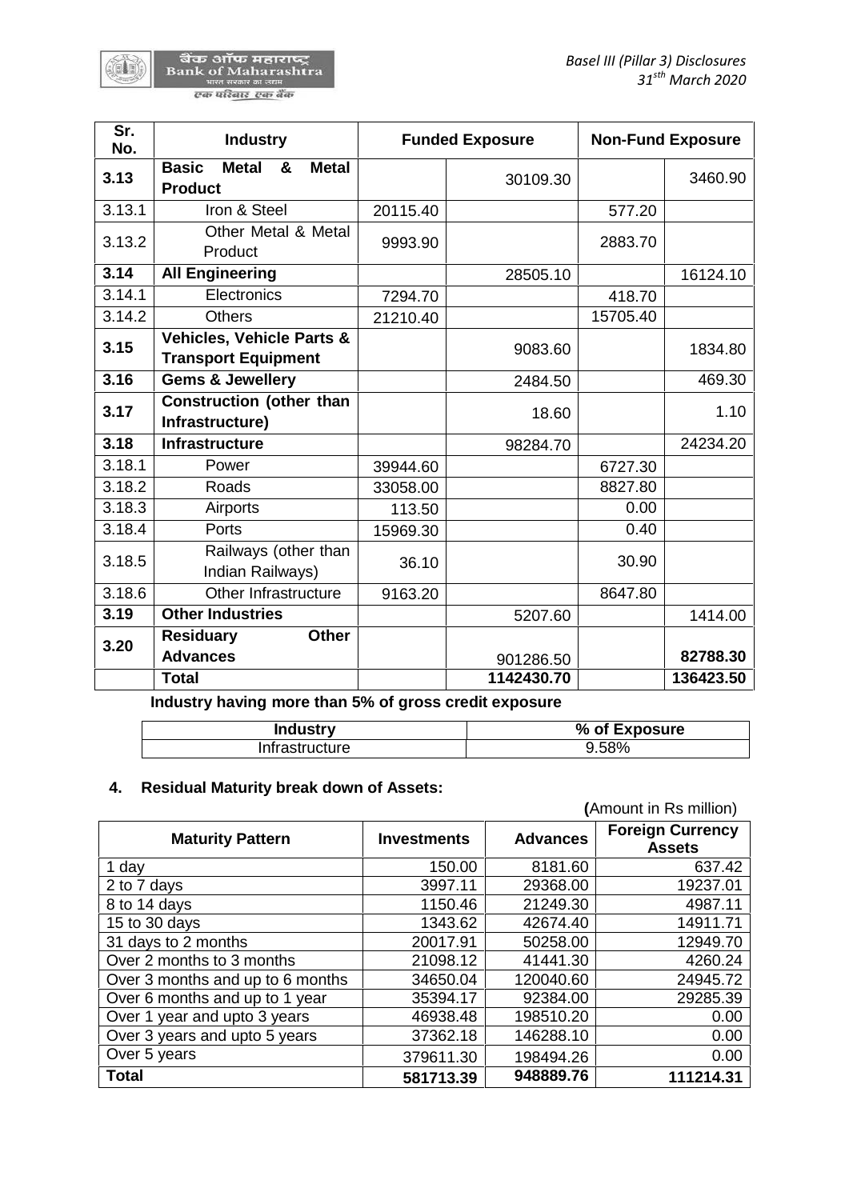| Sr. No. | Industry | Funded Exposure | | Non-Fund Exposure | |
|---|---|---|---|---|---|
| **3.13** | **Basic Metal & Metal Product** | | 30109.30 | | 3460.90 |
| 3.13.1 | Iron & Steel | 20115.40 | | 577.20 | |
| 3.13.2 | Other Metal & Metal Product | 9993.90 | | 2883.70 | |
| **3.14** | **All Engineering** | | 28505.10 | | 16124.10 |
| 3.14.1 | Electronics | 7294.70 | | 418.70 | |
| 3.14.2 | Others | 21210.40 | | 15705.40 | |
| **3.15** | **Vehicles, Vehicle Parts & Transport Equipment** | | 9083.60 | | 1834.80 |
| **3.16** | **Gems & Jewellery** | | 2484.50 | | 469.30 |
| **3.17** | **Construction (other than Infrastructure)** | | 18.60 | | 1.10 |
| **3.18** | **Infrastructure** | | 98284.70 | | 24234.20 |
| 3.18.1 | Power | 39944.60 | | 6727.30 | |
| 3.18.2 | Roads | 33058.00 | | 8827.80 | |
| 3.18.3 | Airports | 113.50 | | 0.00 | |
| 3.18.4 | Ports | 15969.30 | | 0.40 | |
| 3.18.5 | Railways (other than Indian Railways) | 36.10 | | 30.90 | |
| 3.18.6 | Other Infrastructure | 9163.20 | | 8647.80 | |
| **3.19** | **Other Industries** | | 5207.60 | | 1414.00 |
| **3.20** | **Residuary Other Advances** | | 901286.50 | | **82788.30** |
| | **Total** | | **1142430.70** | | **136423.50** |

**Industry having more than 5% of gross credit exposure**

| Industry | % of Exposure |
|---|---|
| Infrastructure | 9.58% |

## 4. Residual Maturity break down of Assets:

**(**Amount in Rs million)

| Maturity Pattern | Investments | Advances | Foreign Currency Assets |
|---|---|---|---|
| 1 day | 150.00 | 8181.60 | 637.42 |
| 2 to 7 days | 3997.11 | 29368.00 | 19237.01 |
| 8 to 14 days | 1150.46 | 21249.30 | 4987.11 |
| 15 to 30 days | 1343.62 | 42674.40 | 14911.71 |
| 31 days to 2 months | 20017.91 | 50258.00 | 12949.70 |
| Over 2 months to 3 months | 21098.12 | 41441.30 | 4260.24 |
| Over 3 months and up to 6 months | 34650.04 | 120040.60 | 24945.72 |
| Over 6 months and up to 1 year | 35394.17 | 92384.00 | 29285.39 |
| Over 1 year and upto 3 years | 46938.48 | 198510.20 | 0.00 |
| Over 3 years and upto 5 years | 37362.18 | 146288.10 | 0.00 |
| Over 5 years | 379611.30 | 198494.26 | 0.00 |
| **Total** | **581713.39** | **948889.76** | **111214.31** |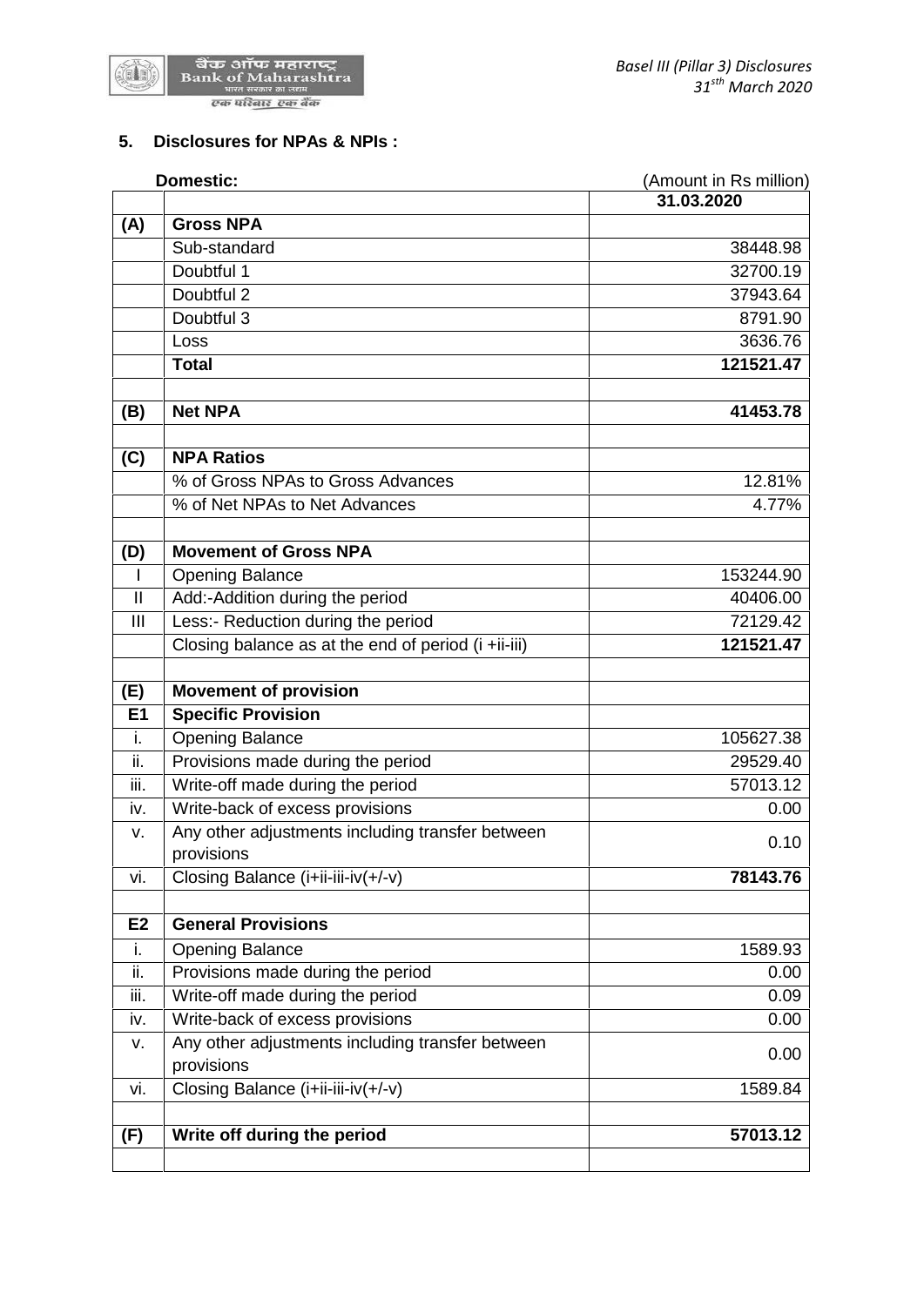## 5. Disclosures for NPAs & NPIs :

**Domestic:** (Amount in Rs million)

| | | 31.03.2020 |
|---|---|---|
| **(A)** | **Gross NPA** | |
| | Sub-standard | 38448.98 |
| | Doubtful 1 | 32700.19 |
| | Doubtful 2 | 37943.64 |
| | Doubtful 3 | 8791.90 |
| | Loss | 3636.76 |
| | **Total** | **121521.47** |
| | | |
| **(B)** | **Net NPA** | **41453.78** |
| | | |
| **(C)** | **NPA Ratios** | |
| | % of Gross NPAs to Gross Advances | 12.81% |
| | % of Net NPAs to Net Advances | 4.77% |
| | | |
| **(D)** | **Movement of Gross NPA** | |
| I | Opening Balance | 153244.90 |
| II | Add:-Addition during the period | 40406.00 |
| III | Less:- Reduction during the period | 72129.42 |
| | Closing balance as at the end of period (i +ii-iii) | **121521.47** |
| | | |
| **(E)** | **Movement of provision** | |
| **E1** | **Specific Provision** | |
| i. | Opening Balance | 105627.38 |
| ii. | Provisions made during the period | 29529.40 |
| iii. | Write-off made during the period | 57013.12 |
| iv. | Write-back of excess provisions | 0.00 |
| v. | Any other adjustments including transfer between provisions | 0.10 |
| vi. | Closing Balance (i+ii-iii-iv(+/-v) | **78143.76** |
| | | |
| **E2** | **General Provisions** | |
| i. | Opening Balance | 1589.93 |
| ii. | Provisions made during the period | 0.00 |
| iii. | Write-off made during the period | 0.09 |
| iv. | Write-back of excess provisions | 0.00 |
| v. | Any other adjustments including transfer between provisions | 0.00 |
| vi. | Closing Balance (i+ii-iii-iv(+/-v) | 1589.84 |
| | | |
| **(F)** | **Write off during the period** | **57013.12** |
| | | |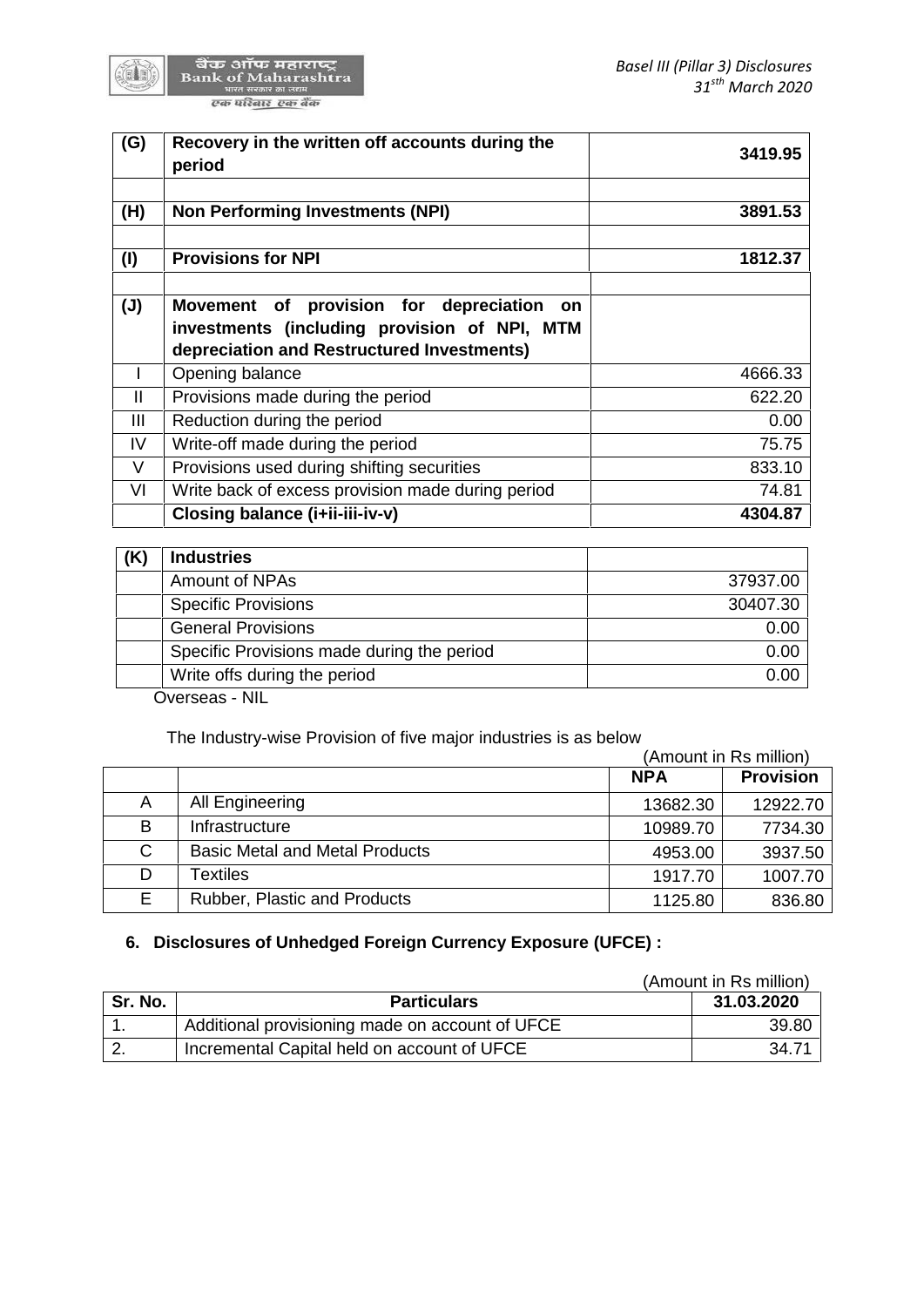| (G) | Recovery in the written off accounts during the period | 3419.95 |
|---|---|---|
| | | |
| (H) | Non Performing Investments (NPI) | 3891.53 |
| | | |
| (I) | Provisions for NPI | 1812.37 |
| | | |
| (J) | Movement of provision for depreciation on investments (including provision of NPI, MTM depreciation and Restructured Investments) | |
| I | Opening balance | 4666.33 |
| II | Provisions made during the period | 622.20 |
| III | Reduction during the period | 0.00 |
| IV | Write-off made during the period | 75.75 |
| V | Provisions used during shifting securities | 833.10 |
| VI | Write back of excess provision made during period | 74.81 |
| | **Closing balance (i+ii-iii-iv-v)** | **4304.87** |

| (K) | Industries | |
|---|---|---|
| | Amount of NPAs | 37937.00 |
| | Specific Provisions | 30407.30 |
| | General Provisions | 0.00 |
| | Specific Provisions made during the period | 0.00 |
| | Write offs during the period | 0.00 |

Overseas - NIL

The Industry-wise Provision of five major industries is as below

(Amount in Rs million)

| | | NPA | Provision |
|---|---|---|---|
| A | All Engineering | 13682.30 | 12922.70 |
| B | Infrastructure | 10989.70 | 7734.30 |
| C | Basic Metal and Metal Products | 4953.00 | 3937.50 |
| D | Textiles | 1917.70 | 1007.70 |
| E | Rubber, Plastic and Products | 1125.80 | 836.80 |

## 6. Disclosures of Unhedged Foreign Currency Exposure (UFCE) :

(Amount in Rs million)

| Sr. No. | Particulars | 31.03.2020 |
|---|---|---|
| 1. | Additional provisioning made on account of UFCE | 39.80 |
| 2. | Incremental Capital held on account of UFCE | 34.71 |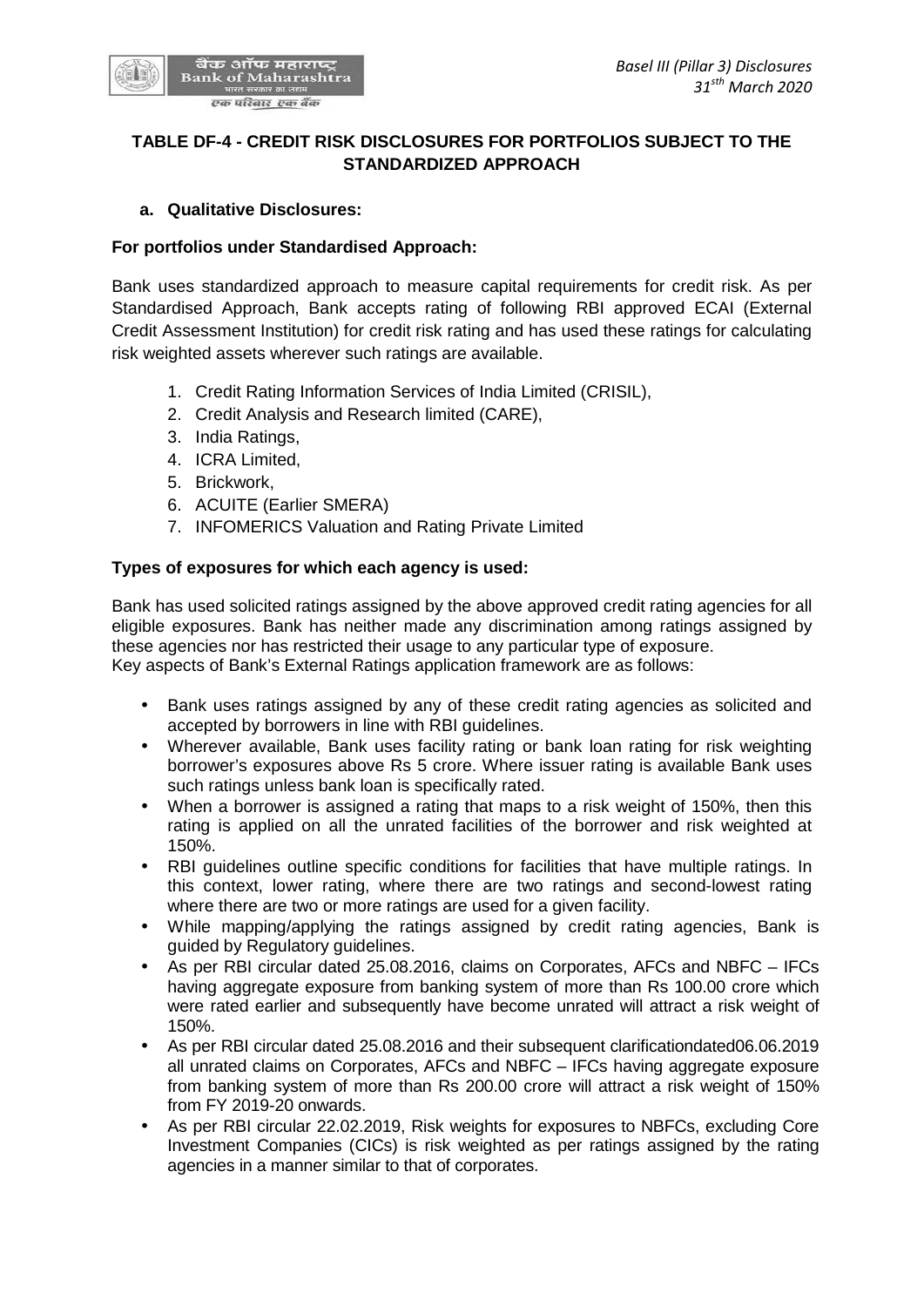**TABLE DF-4 - CREDIT RISK DISCLOSURES FOR PORTFOLIOS SUBJECT TO THE STANDARDIZED APPROACH**

**a. Qualitative Disclosures:**

**For portfolios under Standardised Approach:**

Bank uses standardized approach to measure capital requirements for credit risk. As per Standardised Approach, Bank accepts rating of following RBI approved ECAI (External Credit Assessment Institution) for credit risk rating and has used these ratings for calculating risk weighted assets wherever such ratings are available.

1. Credit Rating Information Services of India Limited (CRISIL),
2. Credit Analysis and Research limited (CARE),
3. India Ratings,
4. ICRA Limited,
5. Brickwork,
6. ACUITE (Earlier SMERA)
7. INFOMERICS Valuation and Rating Private Limited

**Types of exposures for which each agency is used:**

Bank has used solicited ratings assigned by the above approved credit rating agencies for all eligible exposures. Bank has neither made any discrimination among ratings assigned by these agencies nor has restricted their usage to any particular type of exposure.
Key aspects of Bank's External Ratings application framework are as follows:

- Bank uses ratings assigned by any of these credit rating agencies as solicited and accepted by borrowers in line with RBI guidelines.
- Wherever available, Bank uses facility rating or bank loan rating for risk weighting borrower's exposures above Rs 5 crore. Where issuer rating is available Bank uses such ratings unless bank loan is specifically rated.
- When a borrower is assigned a rating that maps to a risk weight of 150%, then this rating is applied on all the unrated facilities of the borrower and risk weighted at 150%.
- RBI guidelines outline specific conditions for facilities that have multiple ratings. In this context, lower rating, where there are two ratings and second-lowest rating where there are two or more ratings are used for a given facility.
- While mapping/applying the ratings assigned by credit rating agencies, Bank is guided by Regulatory guidelines.
- As per RBI circular dated 25.08.2016, claims on Corporates, AFCs and NBFC – IFCs having aggregate exposure from banking system of more than Rs 100.00 crore which were rated earlier and subsequently have become unrated will attract a risk weight of 150%.
- As per RBI circular dated 25.08.2016 and their subsequent clarificationdated06.06.2019 all unrated claims on Corporates, AFCs and NBFC – IFCs having aggregate exposure from banking system of more than Rs 200.00 crore will attract a risk weight of 150% from FY 2019-20 onwards.
- As per RBI circular 22.02.2019, Risk weights for exposures to NBFCs, excluding Core Investment Companies (CICs) is risk weighted as per ratings assigned by the rating agencies in a manner similar to that of corporates.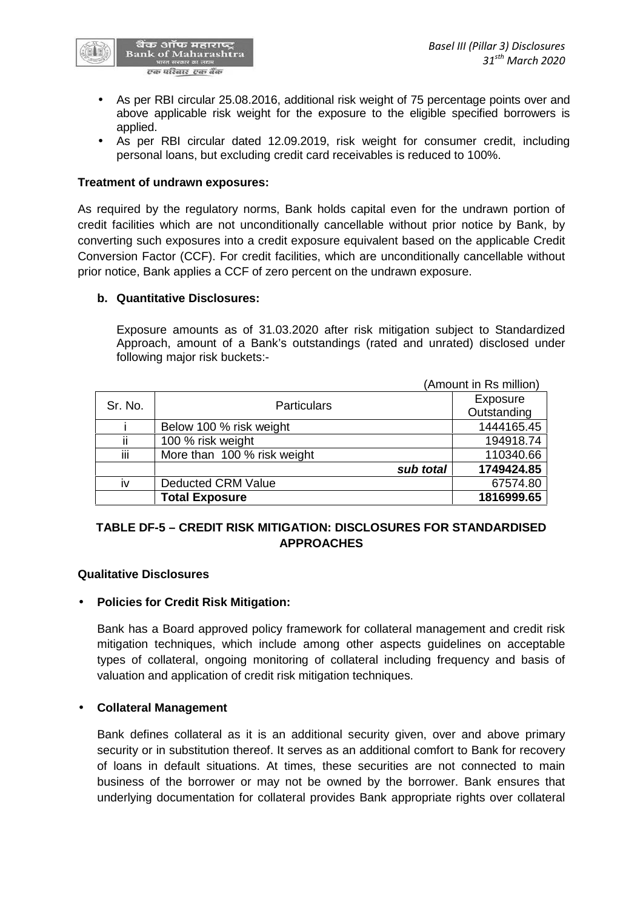- As per RBI circular 25.08.2016, additional risk weight of 75 percentage points over and above applicable risk weight for the exposure to the eligible specified borrowers is applied.
- As per RBI circular dated 12.09.2019, risk weight for consumer credit, including personal loans, but excluding credit card receivables is reduced to 100%.

**Treatment of undrawn exposures:**

As required by the regulatory norms, Bank holds capital even for the undrawn portion of credit facilities which are not unconditionally cancellable without prior notice by Bank, by converting such exposures into a credit exposure equivalent based on the applicable Credit Conversion Factor (CCF). For credit facilities, which are unconditionally cancellable without prior notice, Bank applies a CCF of zero percent on the undrawn exposure.

**b. Quantitative Disclosures:**

Exposure amounts as of 31.03.2020 after risk mitigation subject to Standardized Approach, amount of a Bank's outstandings (rated and unrated) disclosed under following major risk buckets:-

(Amount in Rs million)

| Sr. No. | Particulars | Exposure Outstanding |
|---|---|---|
| i | Below 100 % risk weight | 1444165.45 |
| ii | 100 % risk weight | 194918.74 |
| iii | More than 100 % risk weight | 110340.66 |
| | ***sub total*** | **1749424.85** |
| iv | Deducted CRM Value | 67574.80 |
| | **Total Exposure** | **1816999.65** |

## TABLE DF-5 – CREDIT RISK MITIGATION: DISCLOSURES FOR STANDARDISED APPROACHES

**Qualitative Disclosures**

- **Policies for Credit Risk Mitigation:**

  Bank has a Board approved policy framework for collateral management and credit risk mitigation techniques, which include among other aspects guidelines on acceptable types of collateral, ongoing monitoring of collateral including frequency and basis of valuation and application of credit risk mitigation techniques.

- **Collateral Management**

  Bank defines collateral as it is an additional security given, over and above primary security or in substitution thereof. It serves as an additional comfort to Bank for recovery of loans in default situations. At times, these securities are not connected to main business of the borrower or may not be owned by the borrower. Bank ensures that underlying documentation for collateral provides Bank appropriate rights over collateral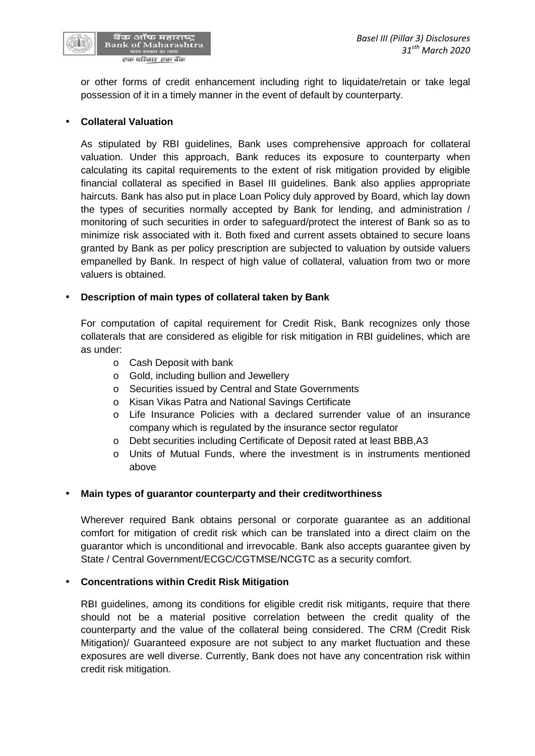or other forms of credit enhancement including right to liquidate/retain or take legal possession of it in a timely manner in the event of default by counterparty.

- **Collateral Valuation**

  As stipulated by RBI guidelines, Bank uses comprehensive approach for collateral valuation. Under this approach, Bank reduces its exposure to counterparty when calculating its capital requirements to the extent of risk mitigation provided by eligible financial collateral as specified in Basel III guidelines. Bank also applies appropriate haircuts. Bank has also put in place Loan Policy duly approved by Board, which lay down the types of securities normally accepted by Bank for lending, and administration / monitoring of such securities in order to safeguard/protect the interest of Bank so as to minimize risk associated with it. Both fixed and current assets obtained to secure loans granted by Bank as per policy prescription are subjected to valuation by outside valuers empanelled by Bank. In respect of high value of collateral, valuation from two or more valuers is obtained.

- **Description of main types of collateral taken by Bank**

  For computation of capital requirement for Credit Risk, Bank recognizes only those collaterals that are considered as eligible for risk mitigation in RBI guidelines, which are as under:

  - Cash Deposit with bank
  - Gold, including bullion and Jewellery
  - Securities issued by Central and State Governments
  - Kisan Vikas Patra and National Savings Certificate
  - Life Insurance Policies with a declared surrender value of an insurance company which is regulated by the insurance sector regulator
  - Debt securities including Certificate of Deposit rated at least BBB,A3
  - Units of Mutual Funds, where the investment is in instruments mentioned above

- **Main types of guarantor counterparty and their creditworthiness**

  Wherever required Bank obtains personal or corporate guarantee as an additional comfort for mitigation of credit risk which can be translated into a direct claim on the guarantor which is unconditional and irrevocable. Bank also accepts guarantee given by State / Central Government/ECGC/CGTMSE/NCGTC as a security comfort.

- **Concentrations within Credit Risk Mitigation**

  RBI guidelines, among its conditions for eligible credit risk mitigants, require that there should not be a material positive correlation between the credit quality of the counterparty and the value of the collateral being considered. The CRM (Credit Risk Mitigation)/ Guaranteed exposure are not subject to any market fluctuation and these exposures are well diverse. Currently, Bank does not have any concentration risk within credit risk mitigation.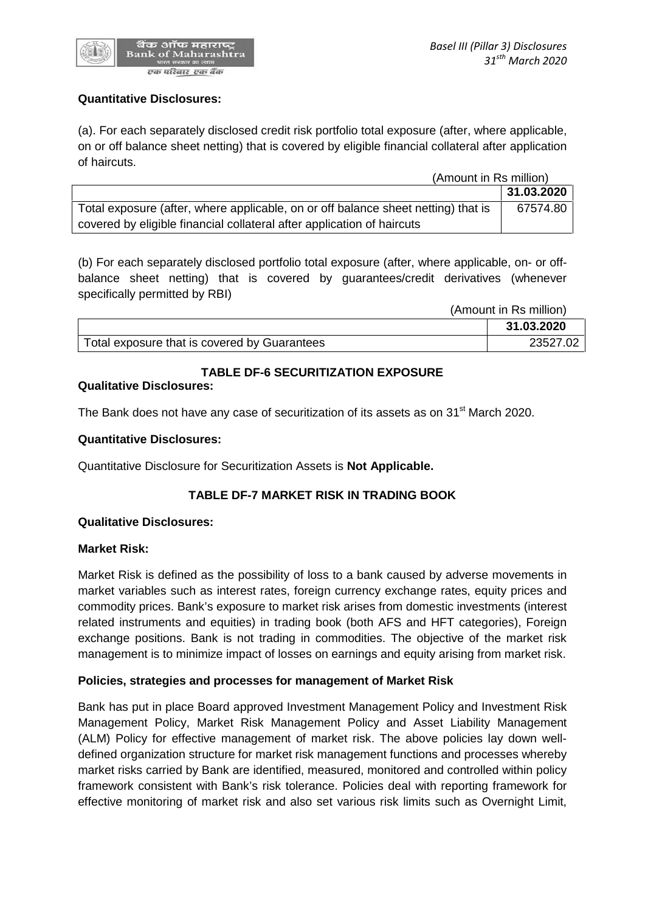**Quantitative Disclosures:**

(a). For each separately disclosed credit risk portfolio total exposure (after, where applicable, on or off balance sheet netting) that is covered by eligible financial collateral after application of haircuts.

(Amount in Rs million)

| | 31.03.2020 |
|---|---|
| Total exposure (after, where applicable, on or off balance sheet netting) that is covered by eligible financial collateral after application of haircuts | 67574.80 |

(b) For each separately disclosed portfolio total exposure (after, where applicable, on- or off-balance sheet netting) that is covered by guarantees/credit derivatives (whenever specifically permitted by RBI)

(Amount in Rs million)

| | 31.03.2020 |
|---|---|
| Total exposure that is covered by Guarantees | 23527.02 |

## TABLE DF-6 SECURITIZATION EXPOSURE

**Qualitative Disclosures:**

The Bank does not have any case of securitization of its assets as on 31st March 2020.

**Quantitative Disclosures:**

Quantitative Disclosure for Securitization Assets is **Not Applicable.**

## TABLE DF-7 MARKET RISK IN TRADING BOOK

**Qualitative Disclosures:**

**Market Risk:**

Market Risk is defined as the possibility of loss to a bank caused by adverse movements in market variables such as interest rates, foreign currency exchange rates, equity prices and commodity prices. Bank's exposure to market risk arises from domestic investments (interest related instruments and equities) in trading book (both AFS and HFT categories), Foreign exchange positions. Bank is not trading in commodities. The objective of the market risk management is to minimize impact of losses on earnings and equity arising from market risk.

**Policies, strategies and processes for management of Market Risk**

Bank has put in place Board approved Investment Management Policy and Investment Risk Management Policy, Market Risk Management Policy and Asset Liability Management (ALM) Policy for effective management of market risk. The above policies lay down well-defined organization structure for market risk management functions and processes whereby market risks carried by Bank are identified, measured, monitored and controlled within policy framework consistent with Bank's risk tolerance. Policies deal with reporting framework for effective monitoring of market risk and also set various risk limits such as Overnight Limit,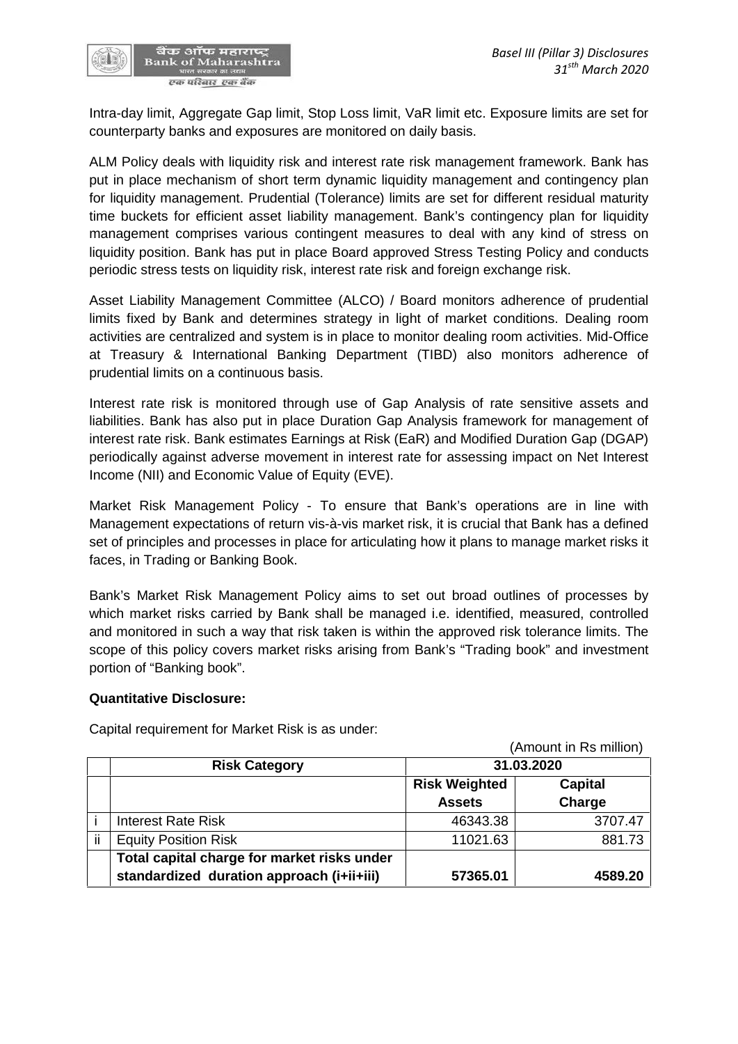Intra-day limit, Aggregate Gap limit, Stop Loss limit, VaR limit etc. Exposure limits are set for counterparty banks and exposures are monitored on daily basis.

ALM Policy deals with liquidity risk and interest rate risk management framework. Bank has put in place mechanism of short term dynamic liquidity management and contingency plan for liquidity management. Prudential (Tolerance) limits are set for different residual maturity time buckets for efficient asset liability management. Bank's contingency plan for liquidity management comprises various contingent measures to deal with any kind of stress on liquidity position. Bank has put in place Board approved Stress Testing Policy and conducts periodic stress tests on liquidity risk, interest rate risk and foreign exchange risk.

Asset Liability Management Committee (ALCO) / Board monitors adherence of prudential limits fixed by Bank and determines strategy in light of market conditions. Dealing room activities are centralized and system is in place to monitor dealing room activities. Mid-Office at Treasury & International Banking Department (TIBD) also monitors adherence of prudential limits on a continuous basis.

Interest rate risk is monitored through use of Gap Analysis of rate sensitive assets and liabilities. Bank has also put in place Duration Gap Analysis framework for management of interest rate risk. Bank estimates Earnings at Risk (EaR) and Modified Duration Gap (DGAP) periodically against adverse movement in interest rate for assessing impact on Net Interest Income (NII) and Economic Value of Equity (EVE).

Market Risk Management Policy - To ensure that Bank's operations are in line with Management expectations of return vis-à-vis market risk, it is crucial that Bank has a defined set of principles and processes in place for articulating how it plans to manage market risks it faces, in Trading or Banking Book.

Bank's Market Risk Management Policy aims to set out broad outlines of processes by which market risks carried by Bank shall be managed i.e. identified, measured, controlled and monitored in such a way that risk taken is within the approved risk tolerance limits. The scope of this policy covers market risks arising from Bank's "Trading book" and investment portion of "Banking book".

**Quantitative Disclosure:**

Capital requirement for Market Risk is as under:

(Amount in Rs million)

| | Risk Category | 31.03.2020 | |
|---|---|---|---|
| | | **Risk Weighted Assets** | **Capital Charge** |
| i | Interest Rate Risk | 46343.38 | 3707.47 |
| ii | Equity Position Risk | 11021.63 | 881.73 |
| | **Total capital charge for market risks under standardized duration approach (i+ii+iii)** | **57365.01** | **4589.20** |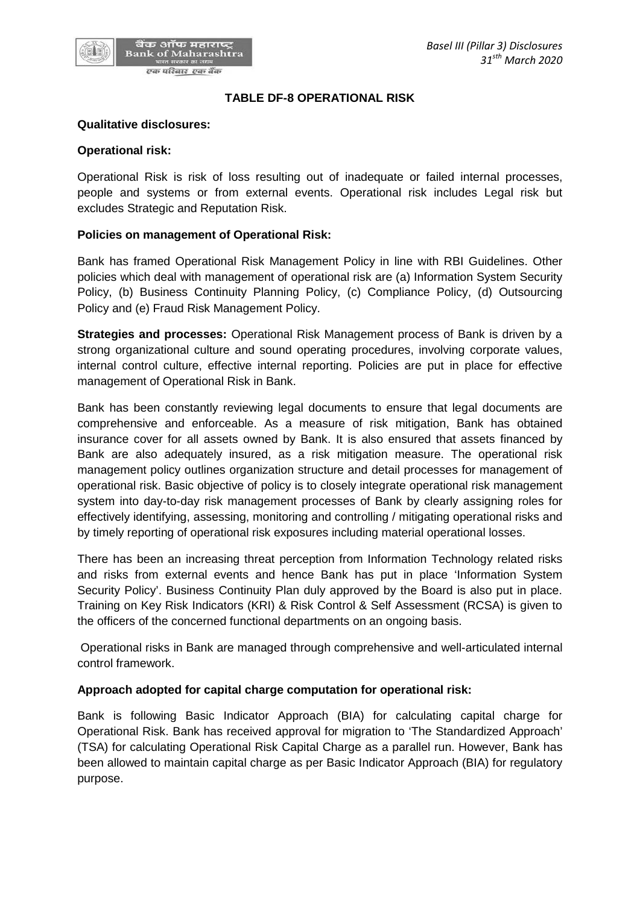## TABLE DF-8 OPERATIONAL RISK

**Qualitative disclosures:**

**Operational risk:**

Operational Risk is risk of loss resulting out of inadequate or failed internal processes, people and systems or from external events. Operational risk includes Legal risk but excludes Strategic and Reputation Risk.

**Policies on management of Operational Risk:**

Bank has framed Operational Risk Management Policy in line with RBI Guidelines. Other policies which deal with management of operational risk are (a) Information System Security Policy, (b) Business Continuity Planning Policy, (c) Compliance Policy, (d) Outsourcing Policy and (e) Fraud Risk Management Policy.

**Strategies and processes:** Operational Risk Management process of Bank is driven by a strong organizational culture and sound operating procedures, involving corporate values, internal control culture, effective internal reporting. Policies are put in place for effective management of Operational Risk in Bank.

Bank has been constantly reviewing legal documents to ensure that legal documents are comprehensive and enforceable. As a measure of risk mitigation, Bank has obtained insurance cover for all assets owned by Bank. It is also ensured that assets financed by Bank are also adequately insured, as a risk mitigation measure. The operational risk management policy outlines organization structure and detail processes for management of operational risk. Basic objective of policy is to closely integrate operational risk management system into day-to-day risk management processes of Bank by clearly assigning roles for effectively identifying, assessing, monitoring and controlling / mitigating operational risks and by timely reporting of operational risk exposures including material operational losses.

There has been an increasing threat perception from Information Technology related risks and risks from external events and hence Bank has put in place 'Information System Security Policy'. Business Continuity Plan duly approved by the Board is also put in place. Training on Key Risk Indicators (KRI) & Risk Control & Self Assessment (RCSA) is given to the officers of the concerned functional departments on an ongoing basis.

Operational risks in Bank are managed through comprehensive and well-articulated internal control framework.

**Approach adopted for capital charge computation for operational risk:**

Bank is following Basic Indicator Approach (BIA) for calculating capital charge for Operational Risk. Bank has received approval for migration to 'The Standardized Approach' (TSA) for calculating Operational Risk Capital Charge as a parallel run. However, Bank has been allowed to maintain capital charge as per Basic Indicator Approach (BIA) for regulatory purpose.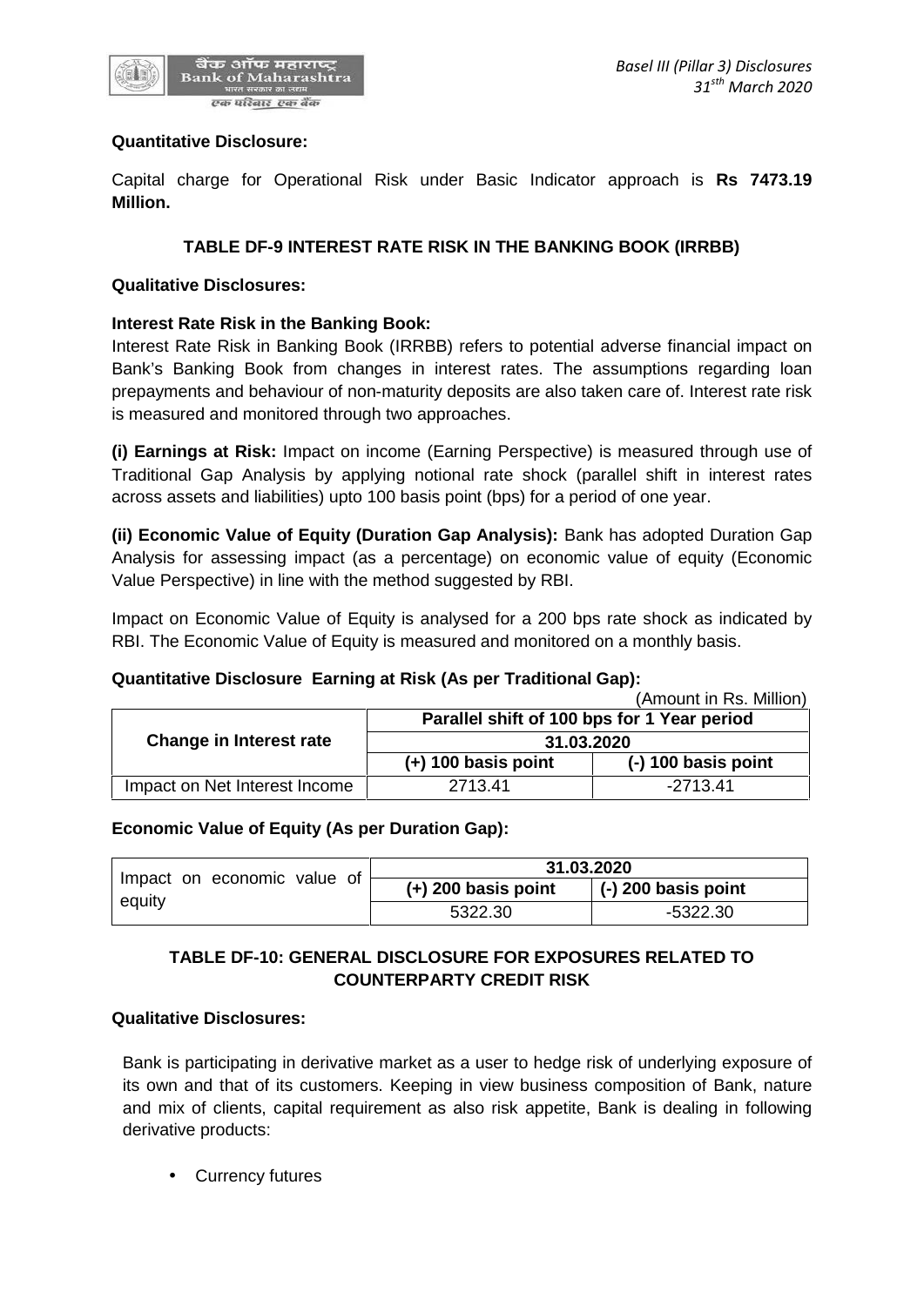**Quantitative Disclosure:**

Capital charge for Operational Risk under Basic Indicator approach is **Rs 7473.19 Million.**

### TABLE DF-9 INTEREST RATE RISK IN THE BANKING BOOK (IRRBB)

**Qualitative Disclosures:**

**Interest Rate Risk in the Banking Book:**

Interest Rate Risk in Banking Book (IRRBB) refers to potential adverse financial impact on Bank's Banking Book from changes in interest rates. The assumptions regarding loan prepayments and behaviour of non-maturity deposits are also taken care of. Interest rate risk is measured and monitored through two approaches.

**(i) Earnings at Risk:** Impact on income (Earning Perspective) is measured through use of Traditional Gap Analysis by applying notional rate shock (parallel shift in interest rates across assets and liabilities) upto 100 basis point (bps) for a period of one year.

**(ii) Economic Value of Equity (Duration Gap Analysis):** Bank has adopted Duration Gap Analysis for assessing impact (as a percentage) on economic value of equity (Economic Value Perspective) in line with the method suggested by RBI.

Impact on Economic Value of Equity is analysed for a 200 bps rate shock as indicated by RBI. The Economic Value of Equity is measured and monitored on a monthly basis.

**Quantitative Disclosure Earning at Risk (As per Traditional Gap):**

(Amount in Rs. Million)

| Change in Interest rate | Parallel shift of 100 bps for 1 Year period | |
|---|---|---|
| | 31.03.2020 | |
| | (+) 100 basis point | (-) 100 basis point |
| Impact on Net Interest Income | 2713.41 | -2713.41 |

**Economic Value of Equity (As per Duration Gap):**

| Impact on economic value of equity | 31.03.2020 | |
|---|---|---|
| | (+) 200 basis point | (-) 200 basis point |
| | 5322.30 | -5322.30 |

### TABLE DF-10: GENERAL DISCLOSURE FOR EXPOSURES RELATED TO COUNTERPARTY CREDIT RISK

**Qualitative Disclosures:**

Bank is participating in derivative market as a user to hedge risk of underlying exposure of its own and that of its customers. Keeping in view business composition of Bank, nature and mix of clients, capital requirement as also risk appetite, Bank is dealing in following derivative products:

- Currency futures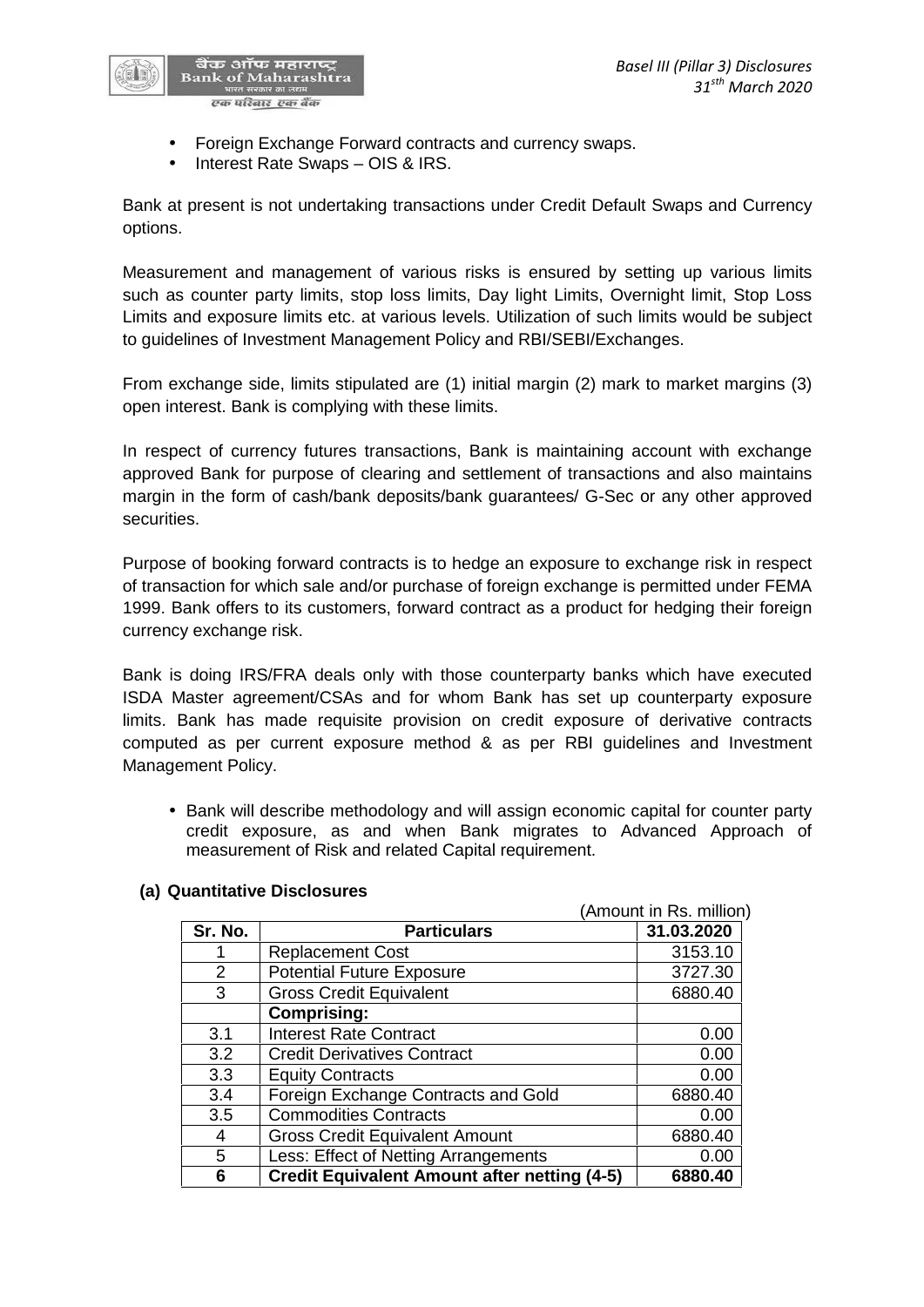- Foreign Exchange Forward contracts and currency swaps.
- Interest Rate Swaps – OIS & IRS.

Bank at present is not undertaking transactions under Credit Default Swaps and Currency options.

Measurement and management of various risks is ensured by setting up various limits such as counter party limits, stop loss limits, Day light Limits, Overnight limit, Stop Loss Limits and exposure limits etc. at various levels. Utilization of such limits would be subject to guidelines of Investment Management Policy and RBI/SEBI/Exchanges.

From exchange side, limits stipulated are (1) initial margin (2) mark to market margins (3) open interest. Bank is complying with these limits.

In respect of currency futures transactions, Bank is maintaining account with exchange approved Bank for purpose of clearing and settlement of transactions and also maintains margin in the form of cash/bank deposits/bank guarantees/ G-Sec or any other approved securities.

Purpose of booking forward contracts is to hedge an exposure to exchange risk in respect of transaction for which sale and/or purchase of foreign exchange is permitted under FEMA 1999. Bank offers to its customers, forward contract as a product for hedging their foreign currency exchange risk.

Bank is doing IRS/FRA deals only with those counterparty banks which have executed ISDA Master agreement/CSAs and for whom Bank has set up counterparty exposure limits. Bank has made requisite provision on credit exposure of derivative contracts computed as per current exposure method & as per RBI guidelines and Investment Management Policy.

- Bank will describe methodology and will assign economic capital for counter party credit exposure, as and when Bank migrates to Advanced Approach of measurement of Risk and related Capital requirement.

**(a) Quantitative Disclosures**

(Amount in Rs. million)

| Sr. No. | Particulars | 31.03.2020 |
|---|---|---|
| 1 | Replacement Cost | 3153.10 |
| 2 | Potential Future Exposure | 3727.30 |
| 3 | Gross Credit Equivalent | 6880.40 |
| | **Comprising:** | |
| 3.1 | Interest Rate Contract | 0.00 |
| 3.2 | Credit Derivatives Contract | 0.00 |
| 3.3 | Equity Contracts | 0.00 |
| 3.4 | Foreign Exchange Contracts and Gold | 6880.40 |
| 3.5 | Commodities Contracts | 0.00 |
| 4 | Gross Credit Equivalent Amount | 6880.40 |
| 5 | Less: Effect of Netting Arrangements | 0.00 |
| **6** | **Credit Equivalent Amount after netting (4-5)** | **6880.40** |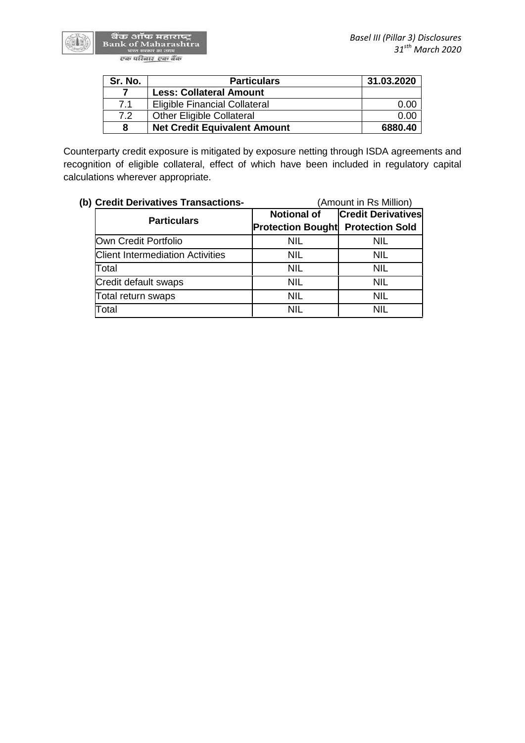| Sr. No. | Particulars | 31.03.2020 |
|---|---|---|
| **7** | **Less: Collateral Amount** | |
| 7.1 | Eligible Financial Collateral | 0.00 |
| 7.2 | Other Eligible Collateral | 0.00 |
| **8** | **Net Credit Equivalent Amount** | **6880.40** |

Counterparty credit exposure is mitigated by exposure netting through ISDA agreements and recognition of eligible collateral, effect of which have been included in regulatory capital calculations wherever appropriate.

**(b) Credit Derivatives Transactions-** (Amount in Rs Million)

| Particulars | Notional of Protection Bought | Credit Derivatives Protection Sold |
|---|---|---|
| Own Credit Portfolio | NIL | NIL |
| Client Intermediation Activities | NIL | NIL |
| Total | NIL | NIL |
| Credit default swaps | NIL | NIL |
| Total return swaps | NIL | NIL |
| Total | NIL | NIL |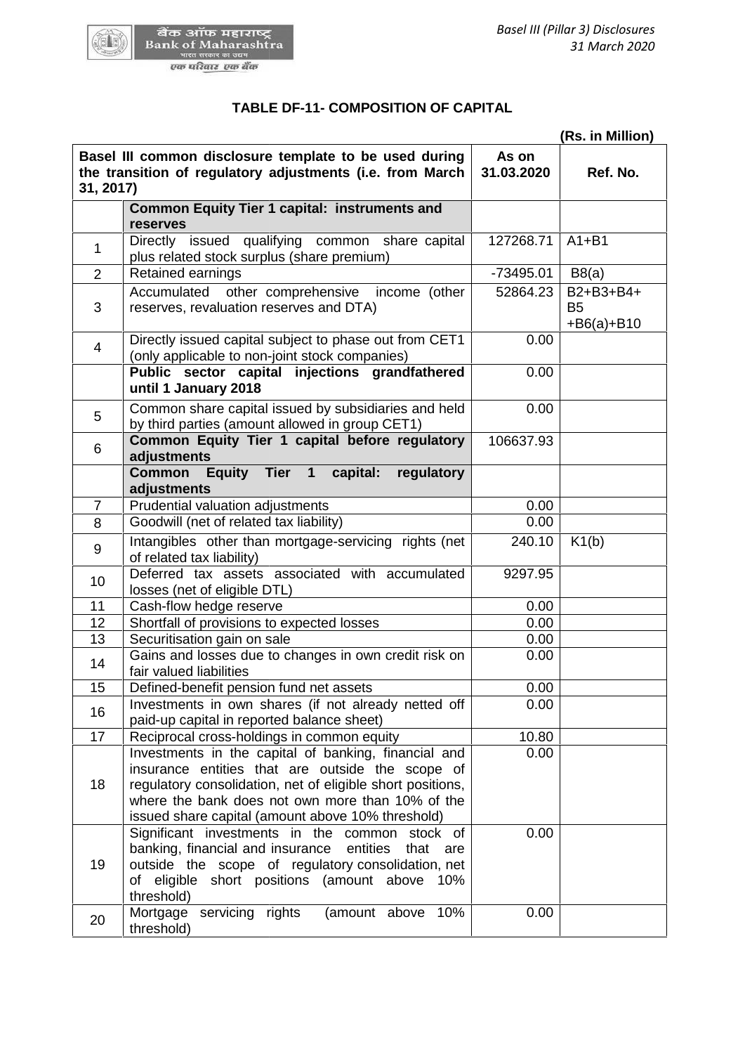# TABLE DF-11- COMPOSITION OF CAPITAL

(Rs. in Million)

| Basel III common disclosure template to be used during the transition of regulatory adjustments (i.e. from March 31, 2017) | | As on 31.03.2020 | Ref. No. |
|---|---|---|---|
| | **Common Equity Tier 1 capital: instruments and reserves** | | |
| 1 | Directly issued qualifying common share capital plus related stock surplus (share premium) | 127268.71 | A1+B1 |
| 2 | Retained earnings | -73495.01 | B8(a) |
| 3 | Accumulated other comprehensive income (other reserves, revaluation reserves and DTA) | 52864.23 | B2+B3+B4+ B5 +B6(a)+B10 |
| 4 | Directly issued capital subject to phase out from CET1 (only applicable to non-joint stock companies) | 0.00 | |
| | **Public sector capital injections grandfathered until 1 January 2018** | 0.00 | |
| 5 | Common share capital issued by subsidiaries and held by third parties (amount allowed in group CET1) | 0.00 | |
| 6 | **Common Equity Tier 1 capital before regulatory adjustments** | 106637.93 | |
| | **Common Equity Tier 1 capital: regulatory adjustments** | | |
| 7 | Prudential valuation adjustments | 0.00 | |
| 8 | Goodwill (net of related tax liability) | 0.00 | |
| 9 | Intangibles other than mortgage-servicing rights (net of related tax liability) | 240.10 | K1(b) |
| 10 | Deferred tax assets associated with accumulated losses (net of eligible DTL) | 9297.95 | |
| 11 | Cash-flow hedge reserve | 0.00 | |
| 12 | Shortfall of provisions to expected losses | 0.00 | |
| 13 | Securitisation gain on sale | 0.00 | |
| 14 | Gains and losses due to changes in own credit risk on fair valued liabilities | 0.00 | |
| 15 | Defined-benefit pension fund net assets | 0.00 | |
| 16 | Investments in own shares (if not already netted off paid-up capital in reported balance sheet) | 0.00 | |
| 17 | Reciprocal cross-holdings in common equity | 10.80 | |
| 18 | Investments in the capital of banking, financial and insurance entities that are outside the scope of regulatory consolidation, net of eligible short positions, where the bank does not own more than 10% of the issued share capital (amount above 10% threshold) | 0.00 | |
| 19 | Significant investments in the common stock of banking, financial and insurance entities that are outside the scope of regulatory consolidation, net of eligible short positions (amount above 10% threshold) | 0.00 | |
| 20 | Mortgage servicing rights (amount above 10% threshold) | 0.00 | |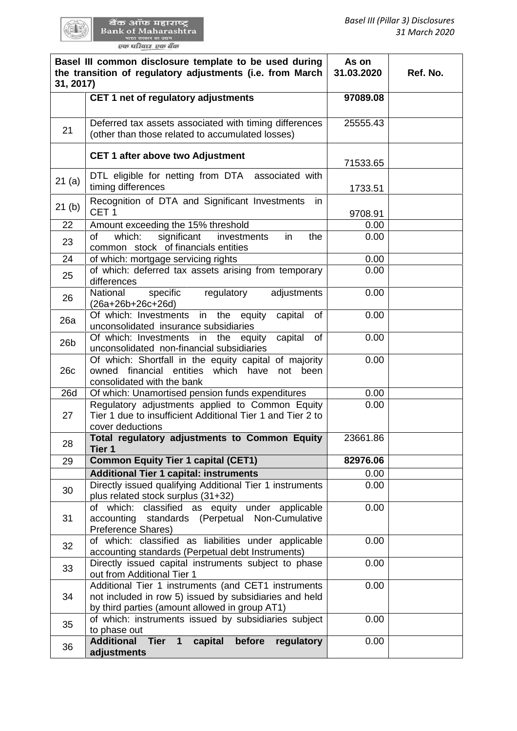| Basel III common disclosure template to be used during the transition of regulatory adjustments (i.e. from March 31, 2017) | | As on 31.03.2020 | Ref. No. |
|---|---|---|---|
| | **CET 1 net of regulatory adjustments** | **97089.08** | |
| 21 | Deferred tax assets associated with timing differences (other than those related to accumulated losses) | 25555.43 | |
| | **CET 1 after above two Adjustment** | 71533.65 | |
| 21 (a) | DTL eligible for netting from DTA associated with timing differences | 1733.51 | |
| 21 (b) | Recognition of DTA and Significant Investments in CET 1 | 9708.91 | |
| 22 | Amount exceeding the 15% threshold | 0.00 | |
| 23 | of which: significant investments in the common stock of financials entities | 0.00 | |
| 24 | of which: mortgage servicing rights | 0.00 | |
| 25 | of which: deferred tax assets arising from temporary differences | 0.00 | |
| 26 | National specific regulatory adjustments (26a+26b+26c+26d) | 0.00 | |
| 26a | Of which: Investments in the equity capital of unconsolidated insurance subsidiaries | 0.00 | |
| 26b | Of which: Investments in the equity capital of unconsolidated non-financial subsidiaries | 0.00 | |
| 26c | Of which: Shortfall in the equity capital of majority owned financial entities which have not been consolidated with the bank | 0.00 | |
| 26d | Of which: Unamortised pension funds expenditures | 0.00 | |
| 27 | Regulatory adjustments applied to Common Equity Tier 1 due to insufficient Additional Tier 1 and Tier 2 to cover deductions | 0.00 | |
| 28 | **Total regulatory adjustments to Common Equity Tier 1** | 23661.86 | |
| 29 | **Common Equity Tier 1 capital (CET1)** | **82976.06** | |
| | **Additional Tier 1 capital: instruments** | 0.00 | |
| 30 | Directly issued qualifying Additional Tier 1 instruments plus related stock surplus (31+32) | 0.00 | |
| 31 | of which: classified as equity under applicable accounting standards (Perpetual Non-Cumulative Preference Shares) | 0.00 | |
| 32 | of which: classified as liabilities under applicable accounting standards (Perpetual debt Instruments) | 0.00 | |
| 33 | Directly issued capital instruments subject to phase out from Additional Tier 1 | 0.00 | |
| 34 | Additional Tier 1 instruments (and CET1 instruments not included in row 5) issued by subsidiaries and held by third parties (amount allowed in group AT1) | 0.00 | |
| 35 | of which: instruments issued by subsidiaries subject to phase out | 0.00 | |
| 36 | **Additional Tier 1 capital before regulatory adjustments** | 0.00 | |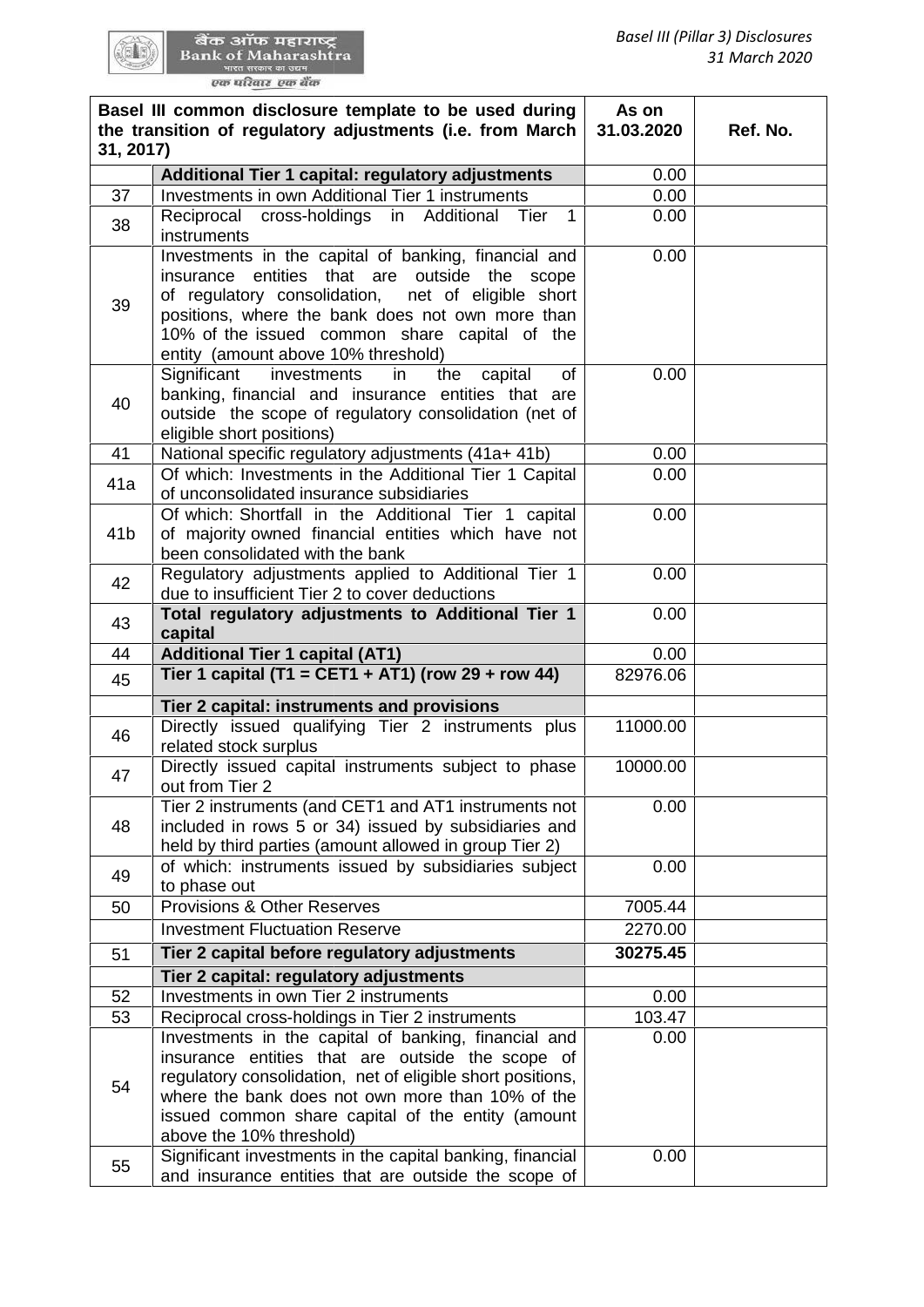| | Basel III common disclosure template to be used during the transition of regulatory adjustments (i.e. from March 31, 2017) | As on 31.03.2020 | Ref. No. |
|---|---|---|---|
| | **Additional Tier 1 capital: regulatory adjustments** | 0.00 | |
| 37 | Investments in own Additional Tier 1 instruments | 0.00 | |
| 38 | Reciprocal cross-holdings in Additional Tier 1 instruments | 0.00 | |
| 39 | Investments in the capital of banking, financial and insurance entities that are outside the scope of regulatory consolidation, net of eligible short positions, where the bank does not own more than 10% of the issued common share capital of the entity (amount above 10% threshold) | 0.00 | |
| 40 | Significant investments in the capital of banking, financial and insurance entities that are outside the scope of regulatory consolidation (net of eligible short positions) | 0.00 | |
| 41 | National specific regulatory adjustments (41a+ 41b) | 0.00 | |
| 41a | Of which: Investments in the Additional Tier 1 Capital of unconsolidated insurance subsidiaries | 0.00 | |
| 41b | Of which: Shortfall in the Additional Tier 1 capital of majority owned financial entities which have not been consolidated with the bank | 0.00 | |
| 42 | Regulatory adjustments applied to Additional Tier 1 due to insufficient Tier 2 to cover deductions | 0.00 | |
| 43 | **Total regulatory adjustments to Additional Tier 1 capital** | 0.00 | |
| 44 | **Additional Tier 1 capital (AT1)** | 0.00 | |
| 45 | **Tier 1 capital (T1 = CET1 + AT1) (row 29 + row 44)** | 82976.06 | |
| | **Tier 2 capital: instruments and provisions** | | |
| 46 | Directly issued qualifying Tier 2 instruments plus related stock surplus | 11000.00 | |
| 47 | Directly issued capital instruments subject to phase out from Tier 2 | 10000.00 | |
| 48 | Tier 2 instruments (and CET1 and AT1 instruments not included in rows 5 or 34) issued by subsidiaries and held by third parties (amount allowed in group Tier 2) | 0.00 | |
| 49 | of which: instruments issued by subsidiaries subject to phase out | 0.00 | |
| 50 | Provisions & Other Reserves | 7005.44 | |
| | Investment Fluctuation Reserve | 2270.00 | |
| 51 | **Tier 2 capital before regulatory adjustments** | **30275.45** | |
| | **Tier 2 capital: regulatory adjustments** | | |
| 52 | Investments in own Tier 2 instruments | 0.00 | |
| 53 | Reciprocal cross-holdings in Tier 2 instruments | 103.47 | |
| 54 | Investments in the capital of banking, financial and insurance entities that are outside the scope of regulatory consolidation, net of eligible short positions, where the bank does not own more than 10% of the issued common share capital of the entity (amount above the 10% threshold) | 0.00 | |
| 55 | Significant investments in the capital banking, financial and insurance entities that are outside the scope of | 0.00 | |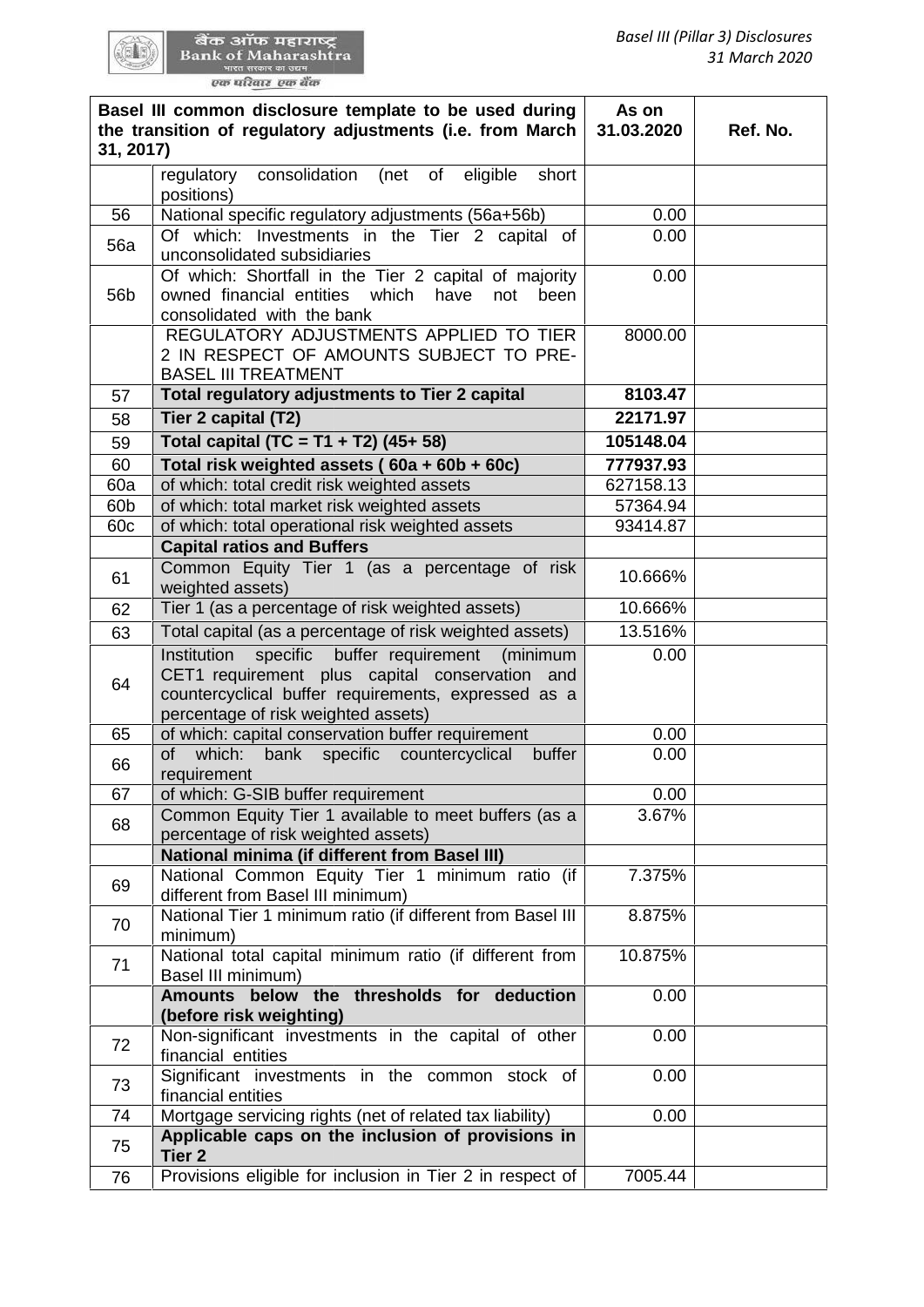| Basel III common disclosure template to be used during the transition of regulatory adjustments (i.e. from March 31, 2017) | | As on 31.03.2020 | Ref. No. |
|---|---|---|---|
| | regulatory consolidation (net of eligible short positions) | | |
| 56 | National specific regulatory adjustments (56a+56b) | 0.00 | |
| 56a | Of which: Investments in the Tier 2 capital of unconsolidated subsidiaries | 0.00 | |
| 56b | Of which: Shortfall in the Tier 2 capital of majority owned financial entities which have not been consolidated with the bank | 0.00 | |
| | REGULATORY ADJUSTMENTS APPLIED TO TIER 2 IN RESPECT OF AMOUNTS SUBJECT TO PRE-BASEL III TREATMENT | 8000.00 | |
| 57 | **Total regulatory adjustments to Tier 2 capital** | **8103.47** | |
| 58 | **Tier 2 capital (T2)** | **22171.97** | |
| 59 | **Total capital (TC = T1 + T2) (45+ 58)** | **105148.04** | |
| 60 | **Total risk weighted assets ( 60a + 60b + 60c)** | **777937.93** | |
| 60a | of which: total credit risk weighted assets | 627158.13 | |
| 60b | of which: total market risk weighted assets | 57364.94 | |
| 60c | of which: total operational risk weighted assets | 93414.87 | |
| | **Capital ratios and Buffers** | | |
| 61 | Common Equity Tier 1 (as a percentage of risk weighted assets) | 10.666% | |
| 62 | Tier 1 (as a percentage of risk weighted assets) | 10.666% | |
| 63 | Total capital (as a percentage of risk weighted assets) | 13.516% | |
| 64 | Institution specific buffer requirement (minimum CET1 requirement plus capital conservation and countercyclical buffer requirements, expressed as a percentage of risk weighted assets) | 0.00 | |
| 65 | of which: capital conservation buffer requirement | 0.00 | |
| 66 | of which: bank specific countercyclical buffer requirement | 0.00 | |
| 67 | of which: G-SIB buffer requirement | 0.00 | |
| 68 | Common Equity Tier 1 available to meet buffers (as a percentage of risk weighted assets) | 3.67% | |
| | **National minima (if different from Basel III)** | | |
| 69 | National Common Equity Tier 1 minimum ratio (if different from Basel III minimum) | 7.375% | |
| 70 | National Tier 1 minimum ratio (if different from Basel III minimum) | 8.875% | |
| 71 | National total capital minimum ratio (if different from Basel III minimum) | 10.875% | |
| | **Amounts below the thresholds for deduction (before risk weighting)** | 0.00 | |
| 72 | Non-significant investments in the capital of other financial entities | 0.00 | |
| 73 | Significant investments in the common stock of financial entities | 0.00 | |
| 74 | Mortgage servicing rights (net of related tax liability) | 0.00 | |
| 75 | **Applicable caps on the inclusion of provisions in Tier 2** | | |
| 76 | Provisions eligible for inclusion in Tier 2 in respect of | 7005.44 | |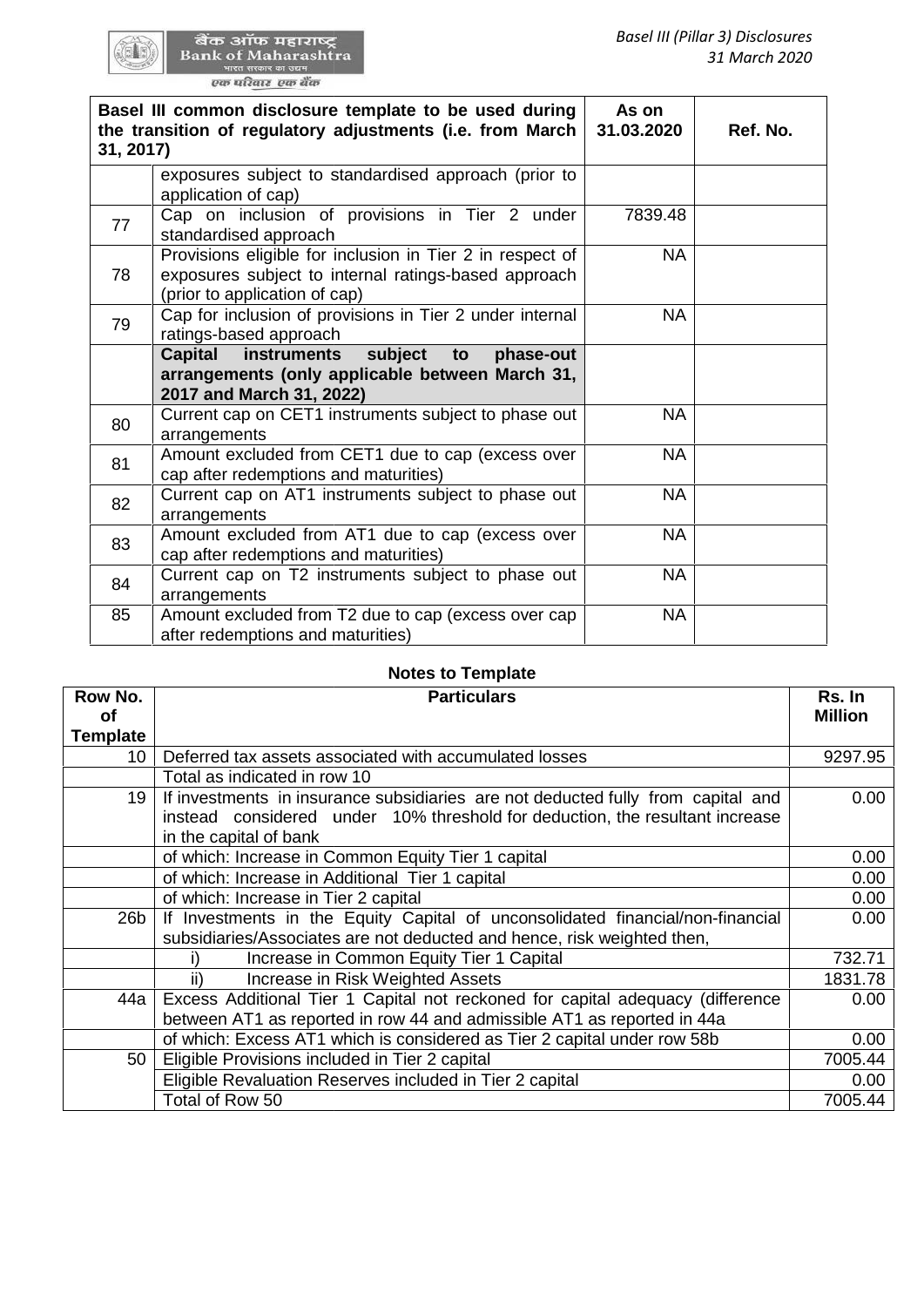| Basel III common disclosure template to be used during the transition of regulatory adjustments (i.e. from March 31, 2017) | | As on 31.03.2020 | Ref. No. |
|---|---|---|---|
| | exposures subject to standardised approach (prior to application of cap) | | |
| 77 | Cap on inclusion of provisions in Tier 2 under standardised approach | 7839.48 | |
| 78 | Provisions eligible for inclusion in Tier 2 in respect of exposures subject to internal ratings-based approach (prior to application of cap) | NA | |
| 79 | Cap for inclusion of provisions in Tier 2 under internal ratings-based approach | NA | |
| | **Capital instruments subject to phase-out arrangements (only applicable between March 31, 2017 and March 31, 2022)** | | |
| 80 | Current cap on CET1 instruments subject to phase out arrangements | NA | |
| 81 | Amount excluded from CET1 due to cap (excess over cap after redemptions and maturities) | NA | |
| 82 | Current cap on AT1 instruments subject to phase out arrangements | NA | |
| 83 | Amount excluded from AT1 due to cap (excess over cap after redemptions and maturities) | NA | |
| 84 | Current cap on T2 instruments subject to phase out arrangements | NA | |
| 85 | Amount excluded from T2 due to cap (excess over cap after redemptions and maturities) | NA | |

**Notes to Template**

| Row No. of Template | Particulars | Rs. In Million |
|---|---|---|
| 10 | Deferred tax assets associated with accumulated losses | 9297.95 |
| | Total as indicated in row 10 | |
| 19 | If investments in insurance subsidiaries are not deducted fully from capital and instead considered under 10% threshold for deduction, the resultant increase in the capital of bank | 0.00 |
| | of which: Increase in Common Equity Tier 1 capital | 0.00 |
| | of which: Increase in Additional Tier 1 capital | 0.00 |
| | of which: Increase in Tier 2 capital | 0.00 |
| 26b | If Investments in the Equity Capital of unconsolidated financial/non-financial subsidiaries/Associates are not deducted and hence, risk weighted then, | 0.00 |
| | i) Increase in Common Equity Tier 1 Capital | 732.71 |
| | ii) Increase in Risk Weighted Assets | 1831.78 |
| 44a | Excess Additional Tier 1 Capital not reckoned for capital adequacy (difference between AT1 as reported in row 44 and admissible AT1 as reported in 44a | 0.00 |
| | of which: Excess AT1 which is considered as Tier 2 capital under row 58b | 0.00 |
| 50 | Eligible Provisions included in Tier 2 capital | 7005.44 |
| | Eligible Revaluation Reserves included in Tier 2 capital | 0.00 |
| | Total of Row 50 | 7005.44 |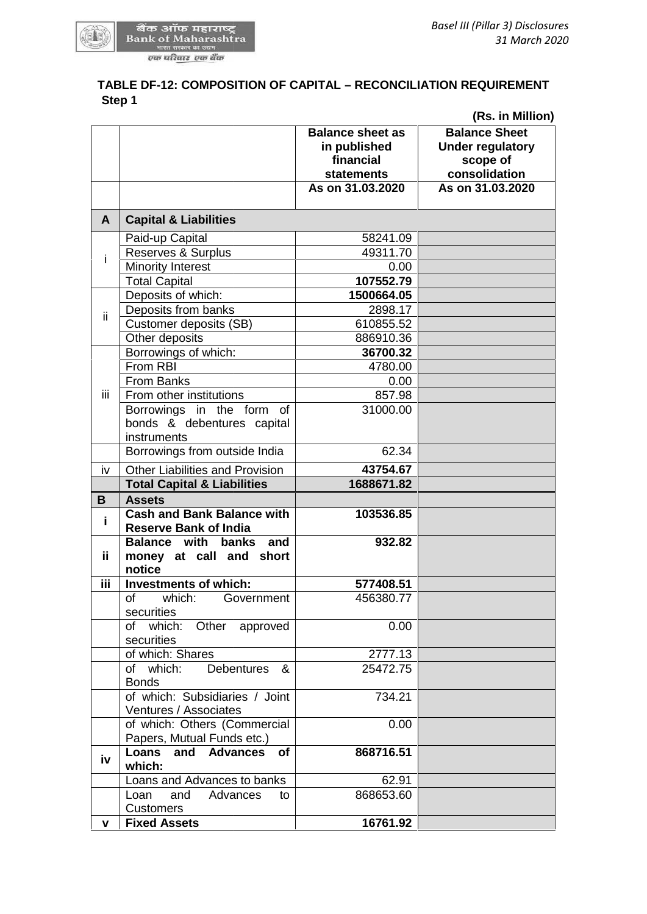## TABLE DF-12: COMPOSITION OF CAPITAL – RECONCILIATION REQUIREMENT

**Step 1**

**(Rs. in Million)**

| | | Balance sheet as in published financial statements | Balance Sheet Under regulatory scope of consolidation |
|---|---|---|---|
| | | **As on 31.03.2020** | **As on 31.03.2020** |
| **A** | **Capital & Liabilities** | | |
| i | Paid-up Capital | 58241.09 | |
| | Reserves & Surplus | 49311.70 | |
| | Minority Interest | 0.00 | |
| | Total Capital | **107552.79** | |
| ii | Deposits of which: | **1500664.05** | |
| | Deposits from banks | 2898.17 | |
| | Customer deposits (SB) | 610855.52 | |
| | Other deposits | 886910.36 | |
| iii | Borrowings of which: | **36700.32** | |
| | From RBI | 4780.00 | |
| | From Banks | 0.00 | |
| | From other institutions | 857.98 | |
| | Borrowings in the form of bonds & debentures capital instruments | 31000.00 | |
| | Borrowings from outside India | 62.34 | |
| iv | Other Liabilities and Provision | **43754.67** | |
| | **Total Capital & Liabilities** | **1688671.82** | |
| **B** | **Assets** | | |
| **i** | **Cash and Bank Balance with Reserve Bank of India** | **103536.85** | |
| **ii** | **Balance with banks and money at call and short notice** | **932.82** | |
| **iii** | **Investments of which:** | **577408.51** | |
| | of which: Government securities | 456380.77 | |
| | of which: Other approved securities | 0.00 | |
| | of which: Shares | 2777.13 | |
| | of which: Debentures & Bonds | 25472.75 | |
| | of which: Subsidiaries / Joint Ventures / Associates | 734.21 | |
| | of which: Others (Commercial Papers, Mutual Funds etc.) | 0.00 | |
| **iv** | **Loans and Advances of which:** | **868716.51** | |
| | Loans and Advances to banks | 62.91 | |
| | Loan and Advances to Customers | 868653.60 | |
| **v** | **Fixed Assets** | **16761.92** | |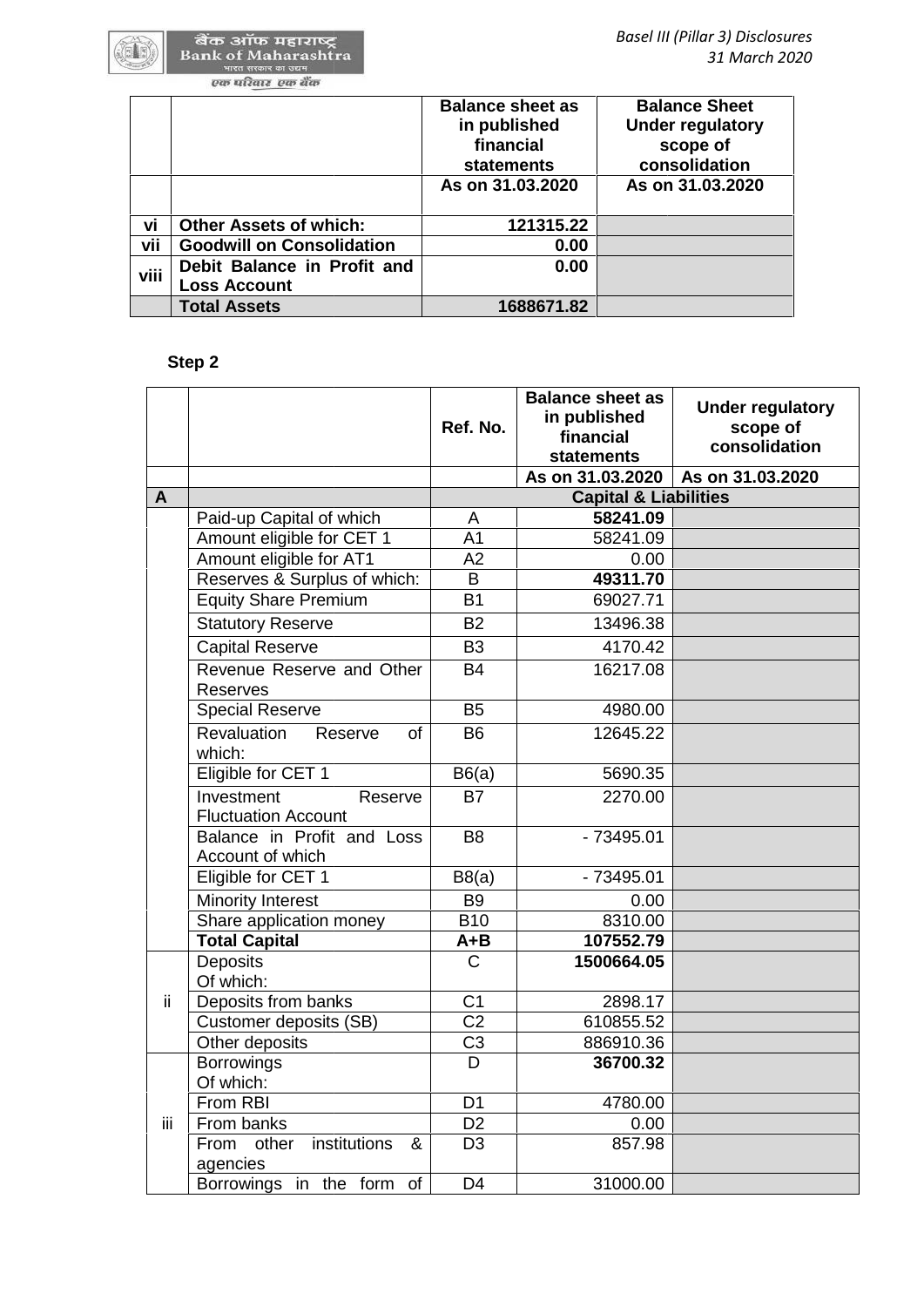| | | Balance sheet as in published financial statements | Balance Sheet Under regulatory scope of consolidation |
|---|---|---|---|
| | | As on 31.03.2020 | As on 31.03.2020 |
| vi | **Other Assets of which:** | **121315.22** | |
| vii | **Goodwill on Consolidation** | **0.00** | |
| viii | **Debit Balance in Profit and Loss Account** | **0.00** | |
| | **Total Assets** | **1688671.82** | |

**Step 2**

| | | Ref. No. | Balance sheet as in published financial statements | Under regulatory scope of consolidation |
|---|---|---|---|---|
| | | | As on 31.03.2020 | As on 31.03.2020 |
| **A** | | | **Capital & Liabilities** | |
| | Paid-up Capital of which | A | **58241.09** | |
| | Amount eligible for CET 1 | A1 | 58241.09 | |
| | Amount eligible for AT1 | A2 | 0.00 | |
| | Reserves & Surplus of which: | B | **49311.70** | |
| | Equity Share Premium | B1 | 69027.71 | |
| | Statutory Reserve | B2 | 13496.38 | |
| | Capital Reserve | B3 | 4170.42 | |
| | Revenue Reserve and Other Reserves | B4 | 16217.08 | |
| | Special Reserve | B5 | 4980.00 | |
| | Revaluation Reserve of which: | B6 | 12645.22 | |
| | Eligible for CET 1 | B6(a) | 5690.35 | |
| | Investment Reserve Fluctuation Account | B7 | 2270.00 | |
| | Balance in Profit and Loss Account of which | B8 | - 73495.01 | |
| | Eligible for CET 1 | B8(a) | - 73495.01 | |
| | Minority Interest | B9 | 0.00 | |
| | Share application money | B10 | 8310.00 | |
| | **Total Capital** | **A+B** | **107552.79** | |
| ii | Deposits<br>Of which: | C | **1500664.05** | |
| | Deposits from banks | C1 | 2898.17 | |
| | Customer deposits (SB) | C2 | 610855.52 | |
| | Other deposits | C3 | 886910.36 | |
| iii | Borrowings<br>Of which: | D | **36700.32** | |
| | From RBI | D1 | 4780.00 | |
| | From banks | D2 | 0.00 | |
| | From other institutions & agencies | D3 | 857.98 | |
| | Borrowings in the form of | D4 | 31000.00 | |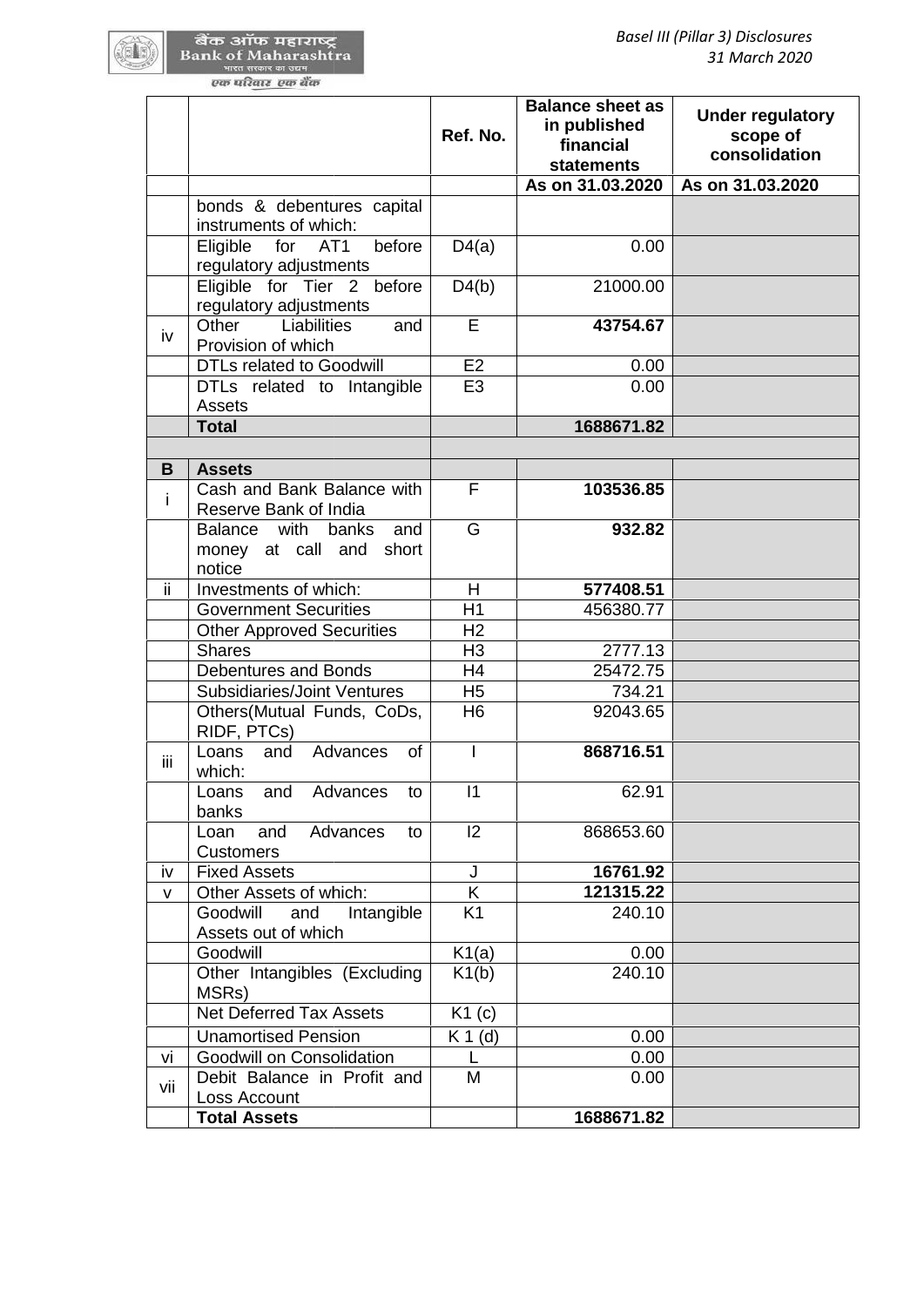| | | Ref. No. | Balance sheet as in published financial statements | Under regulatory scope of consolidation |
|---|---|---|---|---|
| | | | As on 31.03.2020 | As on 31.03.2020 |
| | bonds & debentures capital instruments of which: | | | |
| | Eligible for AT1 before regulatory adjustments | D4(a) | 0.00 | |
| | Eligible for Tier 2 before regulatory adjustments | D4(b) | 21000.00 | |
| iv | Other Liabilities and Provision of which | E | **43754.67** | |
| | DTLs related to Goodwill | E2 | 0.00 | |
| | DTLs related to Intangible Assets | E3 | 0.00 | |
| | **Total** | | **1688671.82** | |
| | | | | |
| **B** | **Assets** | | | |
| i | Cash and Bank Balance with Reserve Bank of India | F | **103536.85** | |
| | Balance with banks and money at call and short notice | G | **932.82** | |
| ii | Investments of which: | H | **577408.51** | |
| | Government Securities | H1 | 456380.77 | |
| | Other Approved Securities | H2 | | |
| | Shares | H3 | 2777.13 | |
| | Debentures and Bonds | H4 | 25472.75 | |
| | Subsidiaries/Joint Ventures | H5 | 734.21 | |
| | Others(Mutual Funds, CoDs, RIDF, PTCs) | H6 | 92043.65 | |
| iii | Loans and Advances of which: | I | **868716.51** | |
| | Loans and Advances to banks | I1 | 62.91 | |
| | Loan and Advances to Customers | I2 | 868653.60 | |
| iv | Fixed Assets | J | **16761.92** | |
| v | Other Assets of which: | K | **121315.22** | |
| | Goodwill and Intangible Assets out of which | K1 | 240.10 | |
| | Goodwill | K1(a) | 0.00 | |
| | Other Intangibles (Excluding MSRs) | K1(b) | 240.10 | |
| | Net Deferred Tax Assets | K1 (c) | | |
| | Unamortised Pension | K 1 (d) | 0.00 | |
| vi | Goodwill on Consolidation | L | 0.00 | |
| vii | Debit Balance in Profit and Loss Account | M | 0.00 | |
| | **Total Assets** | | **1688671.82** | |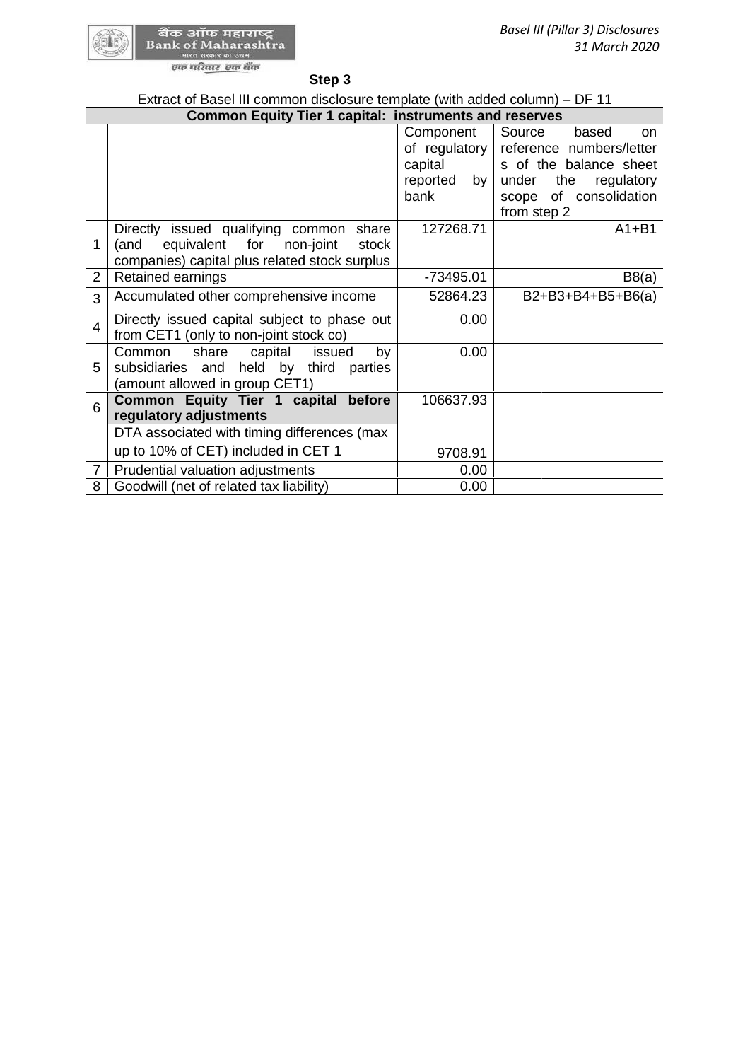**Step 3**

| Extract of Basel III common disclosure template (with added column) – DF 11 | | | |
|---|---|---|---|
| **Common Equity Tier 1 capital: instruments and reserves** | | | |
| | | Component of regulatory capital reported by bank | Source based on reference numbers/letters of the balance sheet under the regulatory scope of consolidation from step 2 |
| 1 | Directly issued qualifying common share (and equivalent for non-joint stock companies) capital plus related stock surplus | 127268.71 | A1+B1 |
| 2 | Retained earnings | -73495.01 | B8(a) |
| 3 | Accumulated other comprehensive income | 52864.23 | B2+B3+B4+B5+B6(a) |
| 4 | Directly issued capital subject to phase out from CET1 (only to non-joint stock co) | 0.00 | |
| 5 | Common share capital issued by subsidiaries and held by third parties (amount allowed in group CET1) | 0.00 | |
| 6 | **Common Equity Tier 1 capital before regulatory adjustments** | 106637.93 | |
| | DTA associated with timing differences (max up to 10% of CET) included in CET 1 | 9708.91 | |
| 7 | Prudential valuation adjustments | 0.00 | |
| 8 | Goodwill (net of related tax liability) | 0.00 | |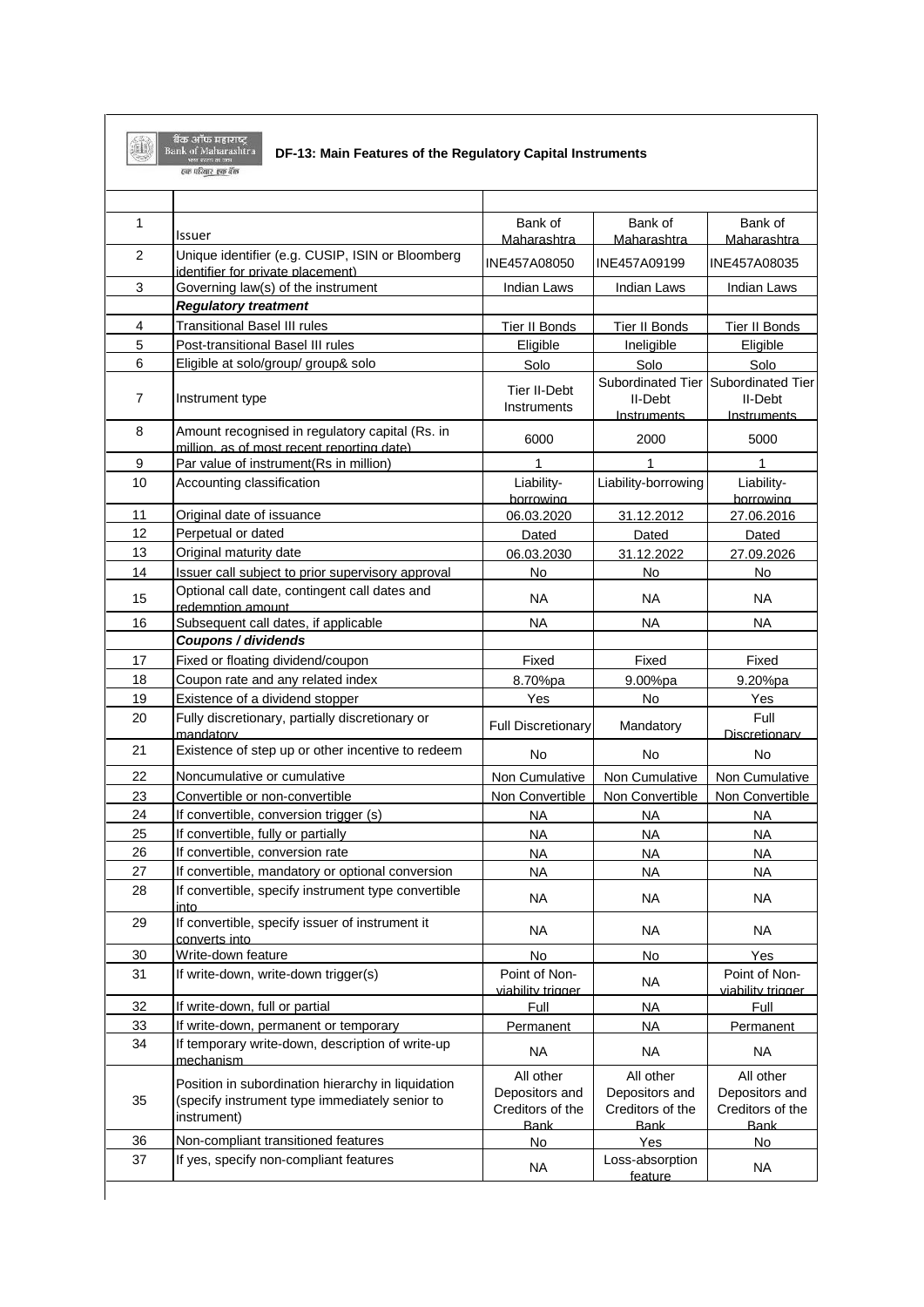बैंक ऑफ महाराष्ट्र
Bank of Maharashtra
एक परिवार एक बैंक

## DF-13: Main Features of the Regulatory Capital Instruments

| | | | | |
|---|---|---|---|---|
| 1 | Issuer | Bank of Maharashtra | Bank of Maharashtra | Bank of Maharashtra |
| 2 | Unique identifier (e.g. CUSIP, ISIN or Bloomberg identifier for private placement) | INE457A08050 | INE457A09199 | INE457A08035 |
| 3 | Governing law(s) of the instrument | Indian Laws | Indian Laws | Indian Laws |
| | ***Regulatory treatment*** | | | |
| 4 | Transitional Basel III rules | Tier II Bonds | Tier II Bonds | Tier II Bonds |
| 5 | Post-transitional Basel III rules | Eligible | Ineligible | Eligible |
| 6 | Eligible at solo/group/ group& solo | Solo | Solo | Solo |
| 7 | Instrument type | Tier II-Debt Instruments | Subordinated Tier II-Debt Instruments | Subordinated Tier II-Debt Instruments |
| 8 | Amount recognised in regulatory capital (Rs. in million, as of most recent reporting date) | 6000 | 2000 | 5000 |
| 9 | Par value of instrument(Rs in million) | 1 | 1 | 1 |
| 10 | Accounting classification | Liability-borrowing | Liability-borrowing | Liability-borrowing |
| 11 | Original date of issuance | 06.03.2020 | 31.12.2012 | 27.06.2016 |
| 12 | Perpetual or dated | Dated | Dated | Dated |
| 13 | Original maturity date | 06.03.2030 | 31.12.2022 | 27.09.2026 |
| 14 | Issuer call subject to prior supervisory approval | No | No | No |
| 15 | Optional call date, contingent call dates and redemption amount | NA | NA | NA |
| 16 | Subsequent call dates, if applicable | NA | NA | NA |
| | ***Coupons / dividends*** | | | |
| 17 | Fixed or floating dividend/coupon | Fixed | Fixed | Fixed |
| 18 | Coupon rate and any related index | 8.70%pa | 9.00%pa | 9.20%pa |
| 19 | Existence of a dividend stopper | Yes | No | Yes |
| 20 | Fully discretionary, partially discretionary or mandatory | Full Discretionary | Mandatory | Full Discretionary |
| 21 | Existence of step up or other incentive to redeem | No | No | No |
| 22 | Noncumulative or cumulative | Non Cumulative | Non Cumulative | Non Cumulative |
| 23 | Convertible or non-convertible | Non Convertible | Non Convertible | Non Convertible |
| 24 | If convertible, conversion trigger (s) | NA | NA | NA |
| 25 | If convertible, fully or partially | NA | NA | NA |
| 26 | If convertible, conversion rate | NA | NA | NA |
| 27 | If convertible, mandatory or optional conversion | NA | NA | NA |
| 28 | If convertible, specify instrument type convertible into | NA | NA | NA |
| 29 | If convertible, specify issuer of instrument it converts into | NA | NA | NA |
| 30 | Write-down feature | No | No | Yes |
| 31 | If write-down, write-down trigger(s) | Point of Non-viability trigger | NA | Point of Non-viability trigger |
| 32 | If write-down, full or partial | Full | NA | Full |
| 33 | If write-down, permanent or temporary | Permanent | NA | Permanent |
| 34 | If temporary write-down, description of write-up mechanism | NA | NA | NA |
| 35 | Position in subordination hierarchy in liquidation (specify instrument type immediately senior to instrument) | All other Depositors and Creditors of the Bank | All other Depositors and Creditors of the Bank | All other Depositors and Creditors of the Bank |
| 36 | Non-compliant transitioned features | No | Yes | No |
| 37 | If yes, specify non-compliant features | NA | Loss-absorption feature | NA |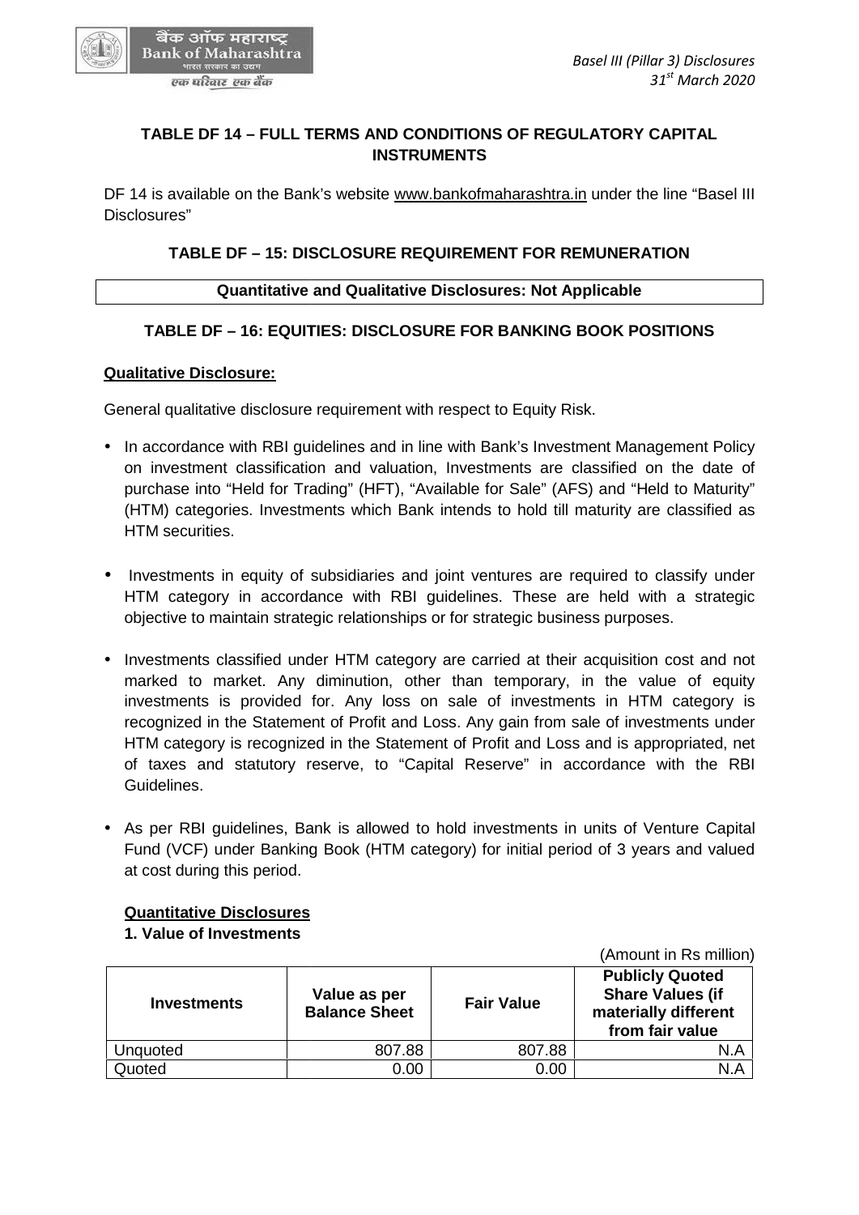## TABLE DF 14 – FULL TERMS AND CONDITIONS OF REGULATORY CAPITAL INSTRUMENTS

DF 14 is available on the Bank's website www.bankofmaharashtra.in under the line "Basel III Disclosures"

## TABLE DF – 15: DISCLOSURE REQUIREMENT FOR REMUNERATION

| Quantitative and Qualitative Disclosures: Not Applicable |
|---|

## TABLE DF – 16: EQUITIES: DISCLOSURE FOR BANKING BOOK POSITIONS

**Qualitative Disclosure:**

General qualitative disclosure requirement with respect to Equity Risk.

- In accordance with RBI guidelines and in line with Bank's Investment Management Policy on investment classification and valuation, Investments are classified on the date of purchase into "Held for Trading" (HFT), "Available for Sale" (AFS) and "Held to Maturity" (HTM) categories. Investments which Bank intends to hold till maturity are classified as HTM securities.
- Investments in equity of subsidiaries and joint ventures are required to classify under HTM category in accordance with RBI guidelines. These are held with a strategic objective to maintain strategic relationships or for strategic business purposes.
- Investments classified under HTM category are carried at their acquisition cost and not marked to market. Any diminution, other than temporary, in the value of equity investments is provided for. Any loss on sale of investments in HTM category is recognized in the Statement of Profit and Loss. Any gain from sale of investments under HTM category is recognized in the Statement of Profit and Loss and is appropriated, net of taxes and statutory reserve, to "Capital Reserve" in accordance with the RBI Guidelines.
- As per RBI guidelines, Bank is allowed to hold investments in units of Venture Capital Fund (VCF) under Banking Book (HTM category) for initial period of 3 years and valued at cost during this period.

**Quantitative Disclosures**

**1. Value of Investments**

(Amount in Rs million)

| Investments | Value as per Balance Sheet | Fair Value | Publicly Quoted Share Values (if materially different from fair value |
|---|---|---|---|
| Unquoted | 807.88 | 807.88 | N.A |
| Quoted | 0.00 | 0.00 | N.A |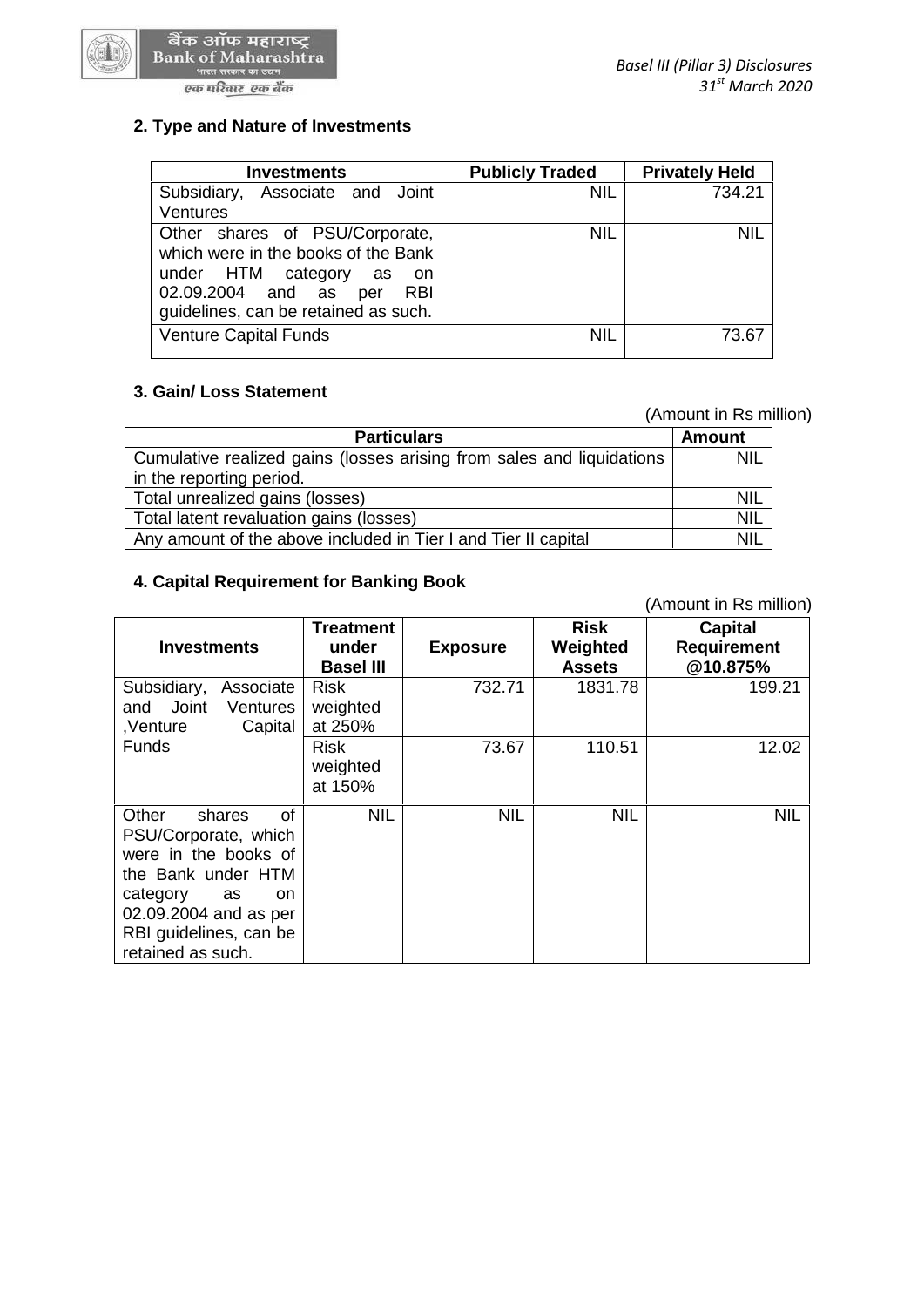## 2. Type and Nature of Investments

| Investments | Publicly Traded | Privately Held |
|---|---|---|
| Subsidiary, Associate and Joint Ventures | NIL | 734.21 |
| Other shares of PSU/Corporate, which were in the books of the Bank under HTM category as on 02.09.2004 and as per RBI guidelines, can be retained as such. | NIL | NIL |
| Venture Capital Funds | NIL | 73.67 |

## 3. Gain/ Loss Statement

(Amount in Rs million)

| Particulars | Amount |
|---|---|
| Cumulative realized gains (losses arising from sales and liquidations in the reporting period. | NIL |
| Total unrealized gains (losses) | NIL |
| Total latent revaluation gains (losses) | NIL |
| Any amount of the above included in Tier I and Tier II capital | NIL |

## 4. Capital Requirement for Banking Book

(Amount in Rs million)

| Investments | Treatment under Basel III | Exposure | Risk Weighted Assets | Capital Requirement @10.875% |
|---|---|---|---|---|
| Subsidiary, Associate and Joint Ventures ,Venture Capital Funds | Risk weighted at 250% | 732.71 | 1831.78 | 199.21 |
| | Risk weighted at 150% | 73.67 | 110.51 | 12.02 |
| Other shares of PSU/Corporate, which were in the books of the Bank under HTM category as on 02.09.2004 and as per RBI guidelines, can be retained as such. | NIL | NIL | NIL | NIL |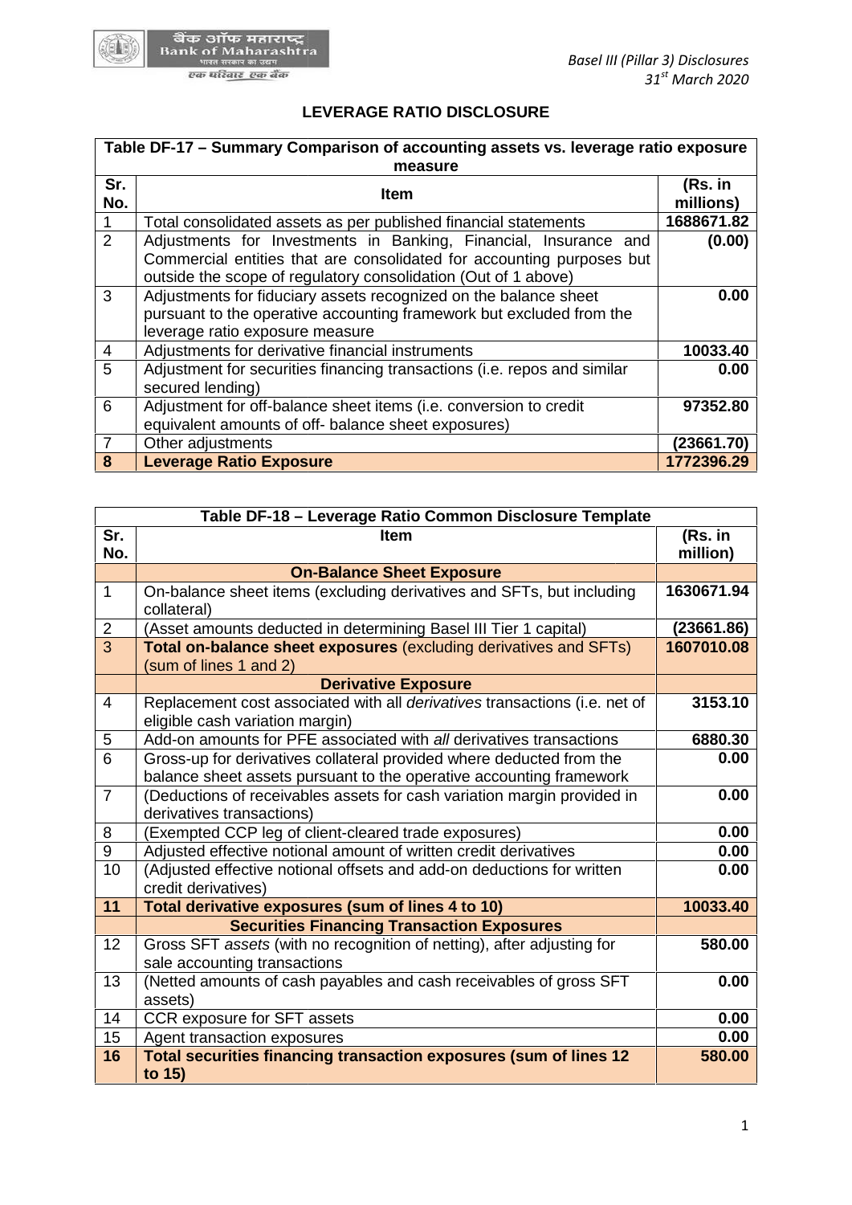## LEVERAGE RATIO DISCLOSURE

| Table DF-17 – Summary Comparison of accounting assets vs. leverage ratio exposure measure | | |
|---|---|---|
| **Sr. No.** | **Item** | **(Rs. in millions)** |
| 1 | Total consolidated assets as per published financial statements | **1688671.82** |
| 2 | Adjustments for Investments in Banking, Financial, Insurance and Commercial entities that are consolidated for accounting purposes but outside the scope of regulatory consolidation (Out of 1 above) | **(0.00)** |
| 3 | Adjustments for fiduciary assets recognized on the balance sheet pursuant to the operative accounting framework but excluded from the leverage ratio exposure measure | **0.00** |
| 4 | Adjustments for derivative financial instruments | **10033.40** |
| 5 | Adjustment for securities financing transactions (i.e. repos and similar secured lending) | **0.00** |
| 6 | Adjustment for off-balance sheet items (i.e. conversion to credit equivalent amounts of off- balance sheet exposures) | **97352.80** |
| 7 | Other adjustments | **(23661.70)** |
| **8** | **Leverage Ratio Exposure** | **1772396.29** |

| Table DF-18 – Leverage Ratio Common Disclosure Template | | |
|---|---|---|
| **Sr. No.** | **Item** | **(Rs. in million)** |
| | **On-Balance Sheet Exposure** | |
| 1 | On-balance sheet items (excluding derivatives and SFTs, but including collateral) | **1630671.94** |
| 2 | (Asset amounts deducted in determining Basel III Tier 1 capital) | **(23661.86)** |
| 3 | **Total on-balance sheet exposures** (excluding derivatives and SFTs) (sum of lines 1 and 2) | **1607010.08** |
| | **Derivative Exposure** | |
| 4 | Replacement cost associated with all *derivatives* transactions (i.e. net of eligible cash variation margin) | **3153.10** |
| 5 | Add-on amounts for PFE associated with *all* derivatives transactions | **6880.30** |
| 6 | Gross-up for derivatives collateral provided where deducted from the balance sheet assets pursuant to the operative accounting framework | **0.00** |
| 7 | (Deductions of receivables assets for cash variation margin provided in derivatives transactions) | **0.00** |
| 8 | (Exempted CCP leg of client-cleared trade exposures) | **0.00** |
| 9 | Adjusted effective notional amount of written credit derivatives | **0.00** |
| 10 | (Adjusted effective notional offsets and add-on deductions for written credit derivatives) | **0.00** |
| **11** | **Total derivative exposures (sum of lines 4 to 10)** | **10033.40** |
| | **Securities Financing Transaction Exposures** | |
| 12 | Gross SFT *assets* (with no recognition of netting), after adjusting for sale accounting transactions | **580.00** |
| 13 | (Netted amounts of cash payables and cash receivables of gross SFT assets) | **0.00** |
| 14 | CCR exposure for SFT assets | **0.00** |
| 15 | Agent transaction exposures | **0.00** |
| **16** | **Total securities financing transaction exposures (sum of lines 12 to 15)** | **580.00** |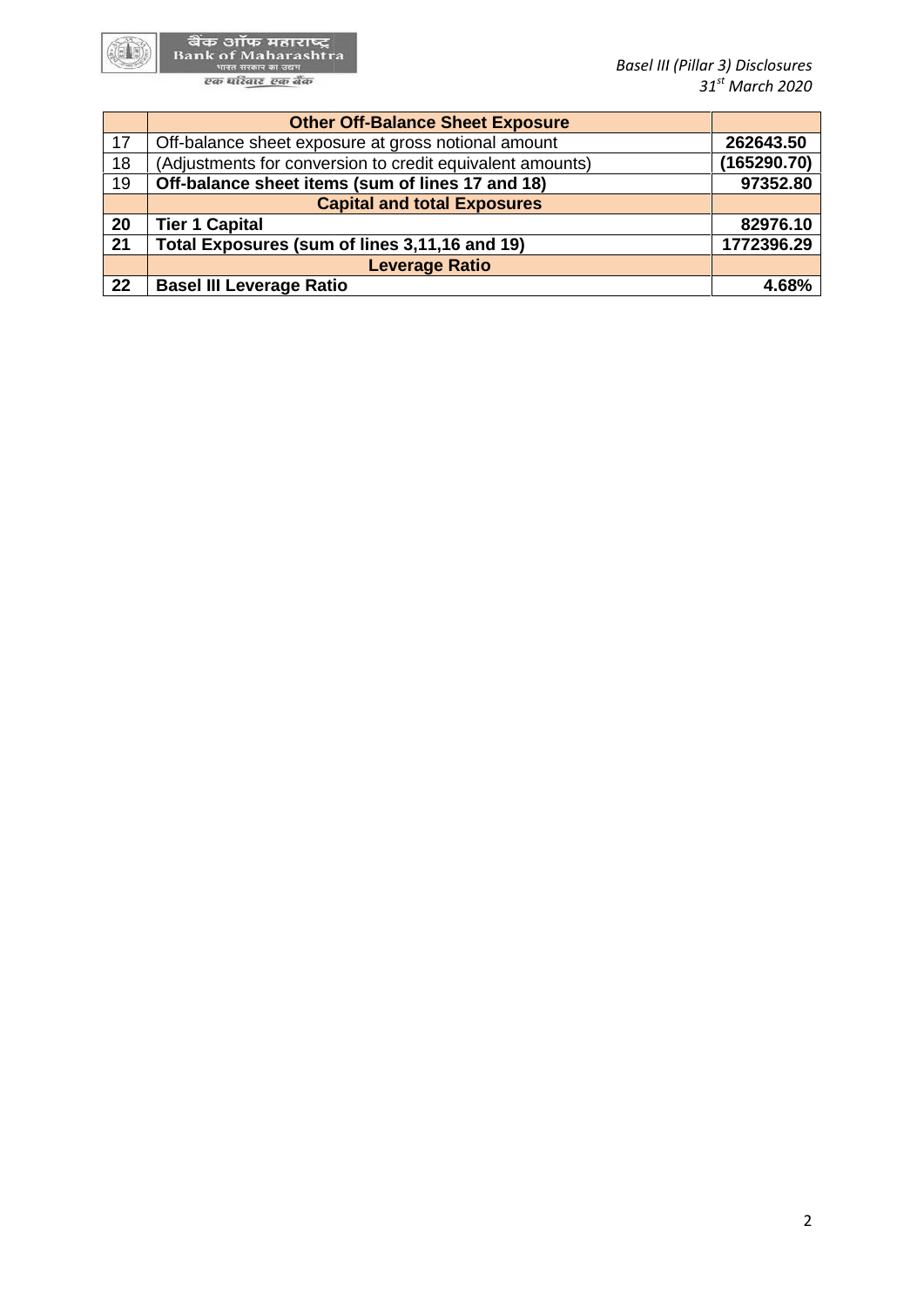| | | |
|---|---|---|
| | **Other Off-Balance Sheet Exposure** | |
| 17 | Off-balance sheet exposure at gross notional amount | **262643.50** |
| 18 | (Adjustments for conversion to credit equivalent amounts) | **(165290.70)** |
| 19 | **Off-balance sheet items (sum of lines 17 and 18)** | **97352.80** |
| | **Capital and total Exposures** | |
| **20** | **Tier 1 Capital** | **82976.10** |
| **21** | **Total Exposures (sum of lines 3,11,16 and 19)** | **1772396.29** |
| | **Leverage Ratio** | |
| **22** | **Basel III Leverage Ratio** | **4.68%** |